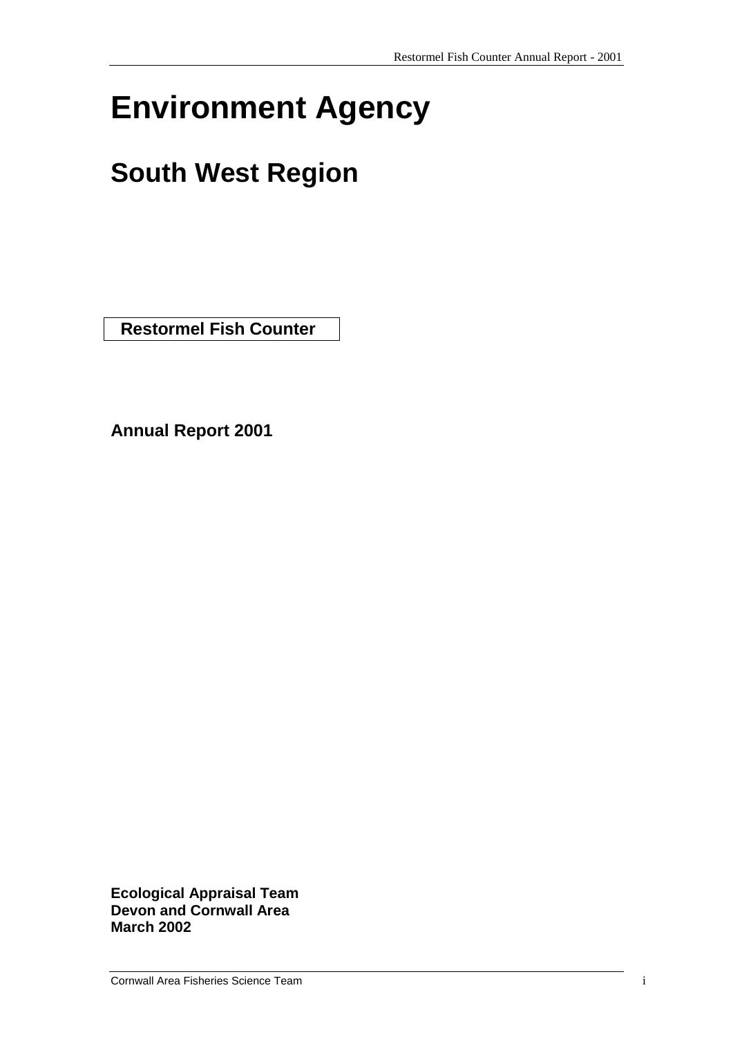# Environment Agency

## South West Region

**Restormel Fish Counter**

**Annual Report 2001**

**Ecological Appraisal Team**
**Devon and Cornwall Area**
**March 2002**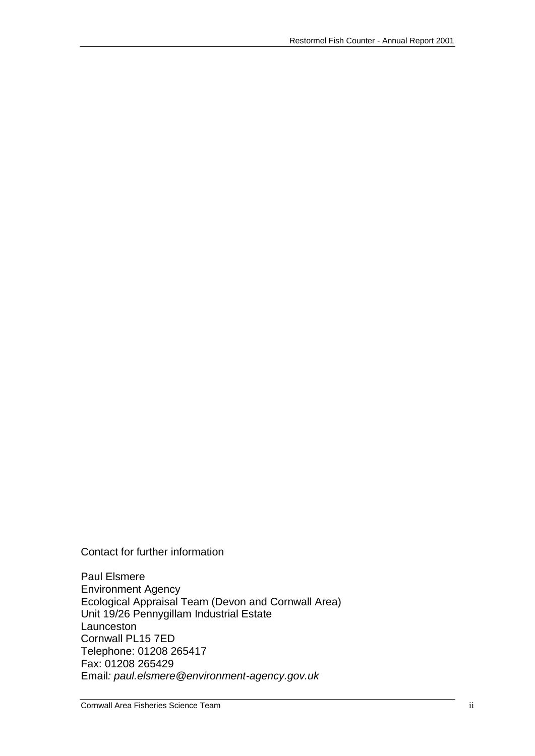Contact for further information

Paul Elsmere
Environment Agency
Ecological Appraisal Team (Devon and Cornwall Area)
Unit 19/26 Pennygillam Industrial Estate
Launceston
Cornwall PL15 7ED
Telephone: 01208 265417
Fax: 01208 265429
Email*: paul.elsmere@environment-agency.gov.uk*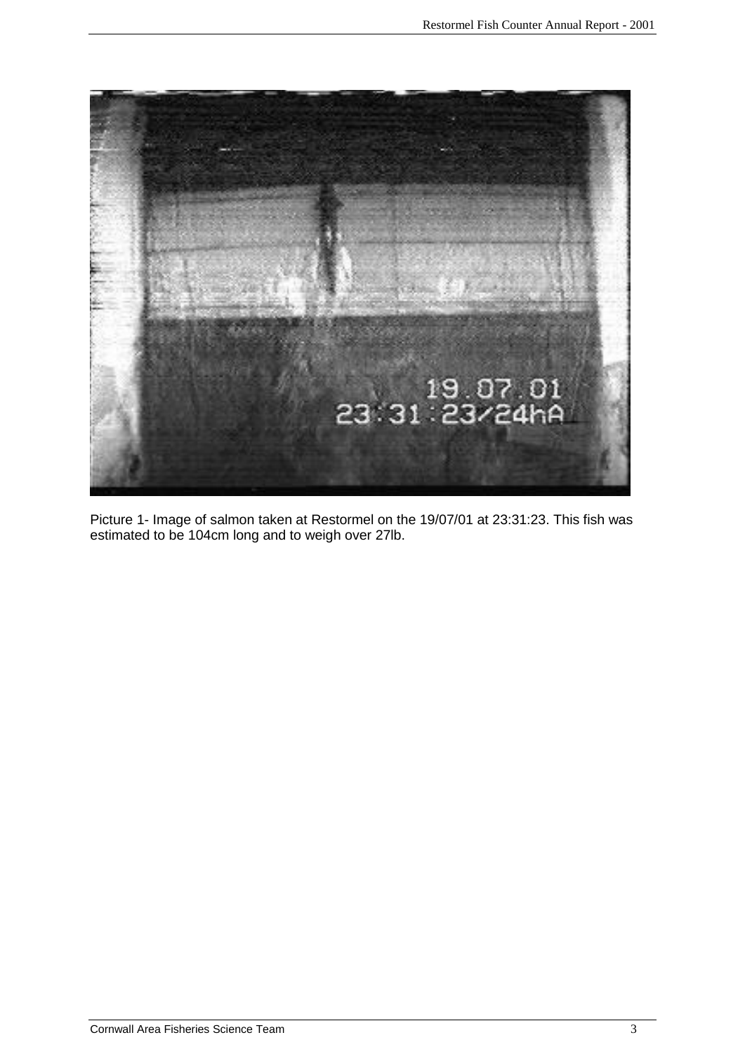Picture 1- Image of salmon taken at Restormel on the 19/07/01 at 23:31:23. This fish was estimated to be 104cm long and to weigh over 27lb.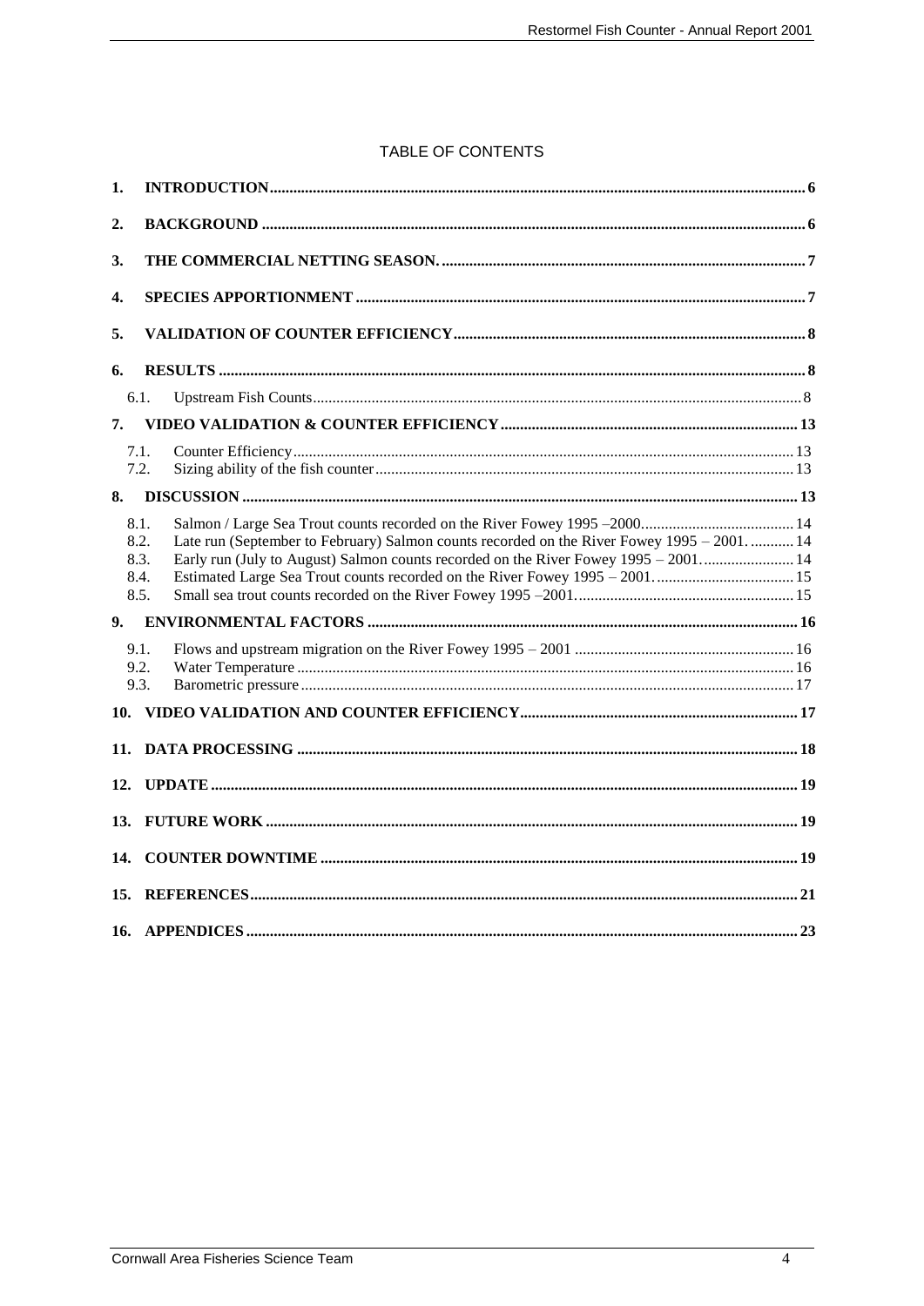# TABLE OF CONTENTS

1. **INTRODUCTION** ........ 6
2. **BACKGROUND** ........ 6
3. **THE COMMERCIAL NETTING SEASON.** ........ 7
4. **SPECIES APPORTIONMENT** ........ 7
5. **VALIDATION OF COUNTER EFFICIENCY** ........ 8
6. **RESULTS** ........ 8
   - 6.1. Upstream Fish Counts ........ 8
7. **VIDEO VALIDATION & COUNTER EFFICIENCY** ........ 13
   - 7.1. Counter Efficiency ........ 13
   - 7.2. Sizing ability of the fish counter ........ 13
8. **DISCUSSION** ........ 13
   - 8.1. Salmon / Large Sea Trout counts recorded on the River Fowey 1995 –2000 ........ 14
   - 8.2. Late run (September to February) Salmon counts recorded on the River Fowey 1995 – 2001. ........ 14
   - 8.3. Early run (July to August) Salmon counts recorded on the River Fowey 1995 – 2001. ........ 14
   - 8.4. Estimated Large Sea Trout counts recorded on the River Fowey 1995 – 2001. ........ 15
   - 8.5. Small sea trout counts recorded on the River Fowey 1995 –2001. ........ 15
9. **ENVIRONMENTAL FACTORS** ........ 16
   - 9.1. Flows and upstream migration on the River Fowey 1995 – 2001 ........ 16
   - 9.2. Water Temperature ........ 16
   - 9.3. Barometric pressure ........ 17
10. **VIDEO VALIDATION AND COUNTER EFFICIENCY** ........ 17
11. **DATA PROCESSING** ........ 18
12. **UPDATE** ........ 19
13. **FUTURE WORK** ........ 19
14. **COUNTER DOWNTIME** ........ 19
15. **REFERENCES** ........ 21
16. **APPENDICES** ........ 23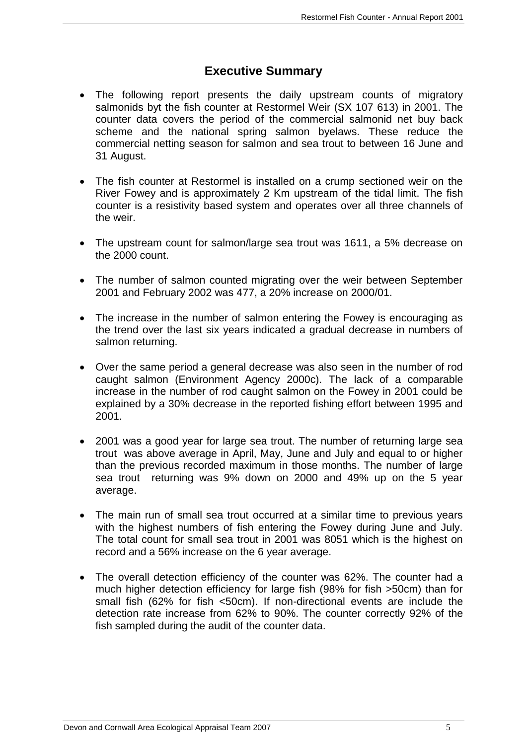## Executive Summary

- The following report presents the daily upstream counts of migratory salmonids byt the fish counter at Restormel Weir (SX 107 613) in 2001. The counter data covers the period of the commercial salmonid net buy back scheme and the national spring salmon byelaws. These reduce the commercial netting season for salmon and sea trout to between 16 June and 31 August.

- The fish counter at Restormel is installed on a crump sectioned weir on the River Fowey and is approximately 2 Km upstream of the tidal limit. The fish counter is a resistivity based system and operates over all three channels of the weir.

- The upstream count for salmon/large sea trout was 1611, a 5% decrease on the 2000 count.

- The number of salmon counted migrating over the weir between September 2001 and February 2002 was 477, a 20% increase on 2000/01.

- The increase in the number of salmon entering the Fowey is encouraging as the trend over the last six years indicated a gradual decrease in numbers of salmon returning.

- Over the same period a general decrease was also seen in the number of rod caught salmon (Environment Agency 2000c). The lack of a comparable increase in the number of rod caught salmon on the Fowey in 2001 could be explained by a 30% decrease in the reported fishing effort between 1995 and 2001.

- 2001 was a good year for large sea trout. The number of returning large sea trout was above average in April, May, June and July and equal to or higher than the previous recorded maximum in those months. The number of large sea trout returning was 9% down on 2000 and 49% up on the 5 year average.

- The main run of small sea trout occurred at a similar time to previous years with the highest numbers of fish entering the Fowey during June and July. The total count for small sea trout in 2001 was 8051 which is the highest on record and a 56% increase on the 6 year average.

- The overall detection efficiency of the counter was 62%. The counter had a much higher detection efficiency for large fish (98% for fish >50cm) than for small fish (62% for fish <50cm). If non-directional events are include the detection rate increase from 62% to 90%. The counter correctly 92% of the fish sampled during the audit of the counter data.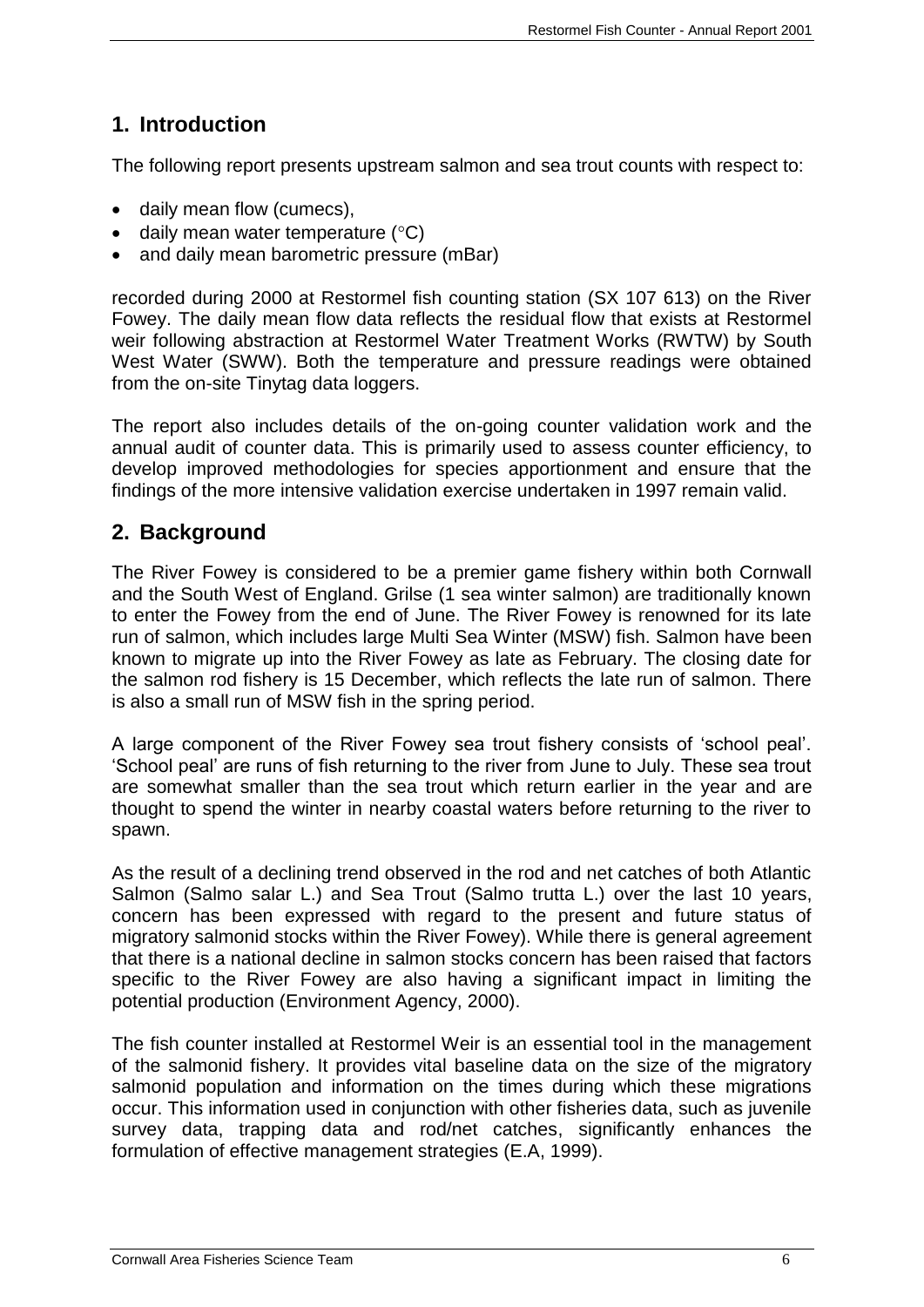## 1. Introduction

The following report presents upstream salmon and sea trout counts with respect to:

- daily mean flow (cumecs),
- daily mean water temperature (°C)
- and daily mean barometric pressure (mBar)

recorded during 2000 at Restormel fish counting station (SX 107 613) on the River Fowey. The daily mean flow data reflects the residual flow that exists at Restormel weir following abstraction at Restormel Water Treatment Works (RWTW) by South West Water (SWW). Both the temperature and pressure readings were obtained from the on-site Tinytag data loggers.

The report also includes details of the on-going counter validation work and the annual audit of counter data. This is primarily used to assess counter efficiency, to develop improved methodologies for species apportionment and ensure that the findings of the more intensive validation exercise undertaken in 1997 remain valid.

## 2. Background

The River Fowey is considered to be a premier game fishery within both Cornwall and the South West of England. Grilse (1 sea winter salmon) are traditionally known to enter the Fowey from the end of June. The River Fowey is renowned for its late run of salmon, which includes large Multi Sea Winter (MSW) fish. Salmon have been known to migrate up into the River Fowey as late as February. The closing date for the salmon rod fishery is 15 December, which reflects the late run of salmon. There is also a small run of MSW fish in the spring period.

A large component of the River Fowey sea trout fishery consists of 'school peal'. 'School peal' are runs of fish returning to the river from June to July. These sea trout are somewhat smaller than the sea trout which return earlier in the year and are thought to spend the winter in nearby coastal waters before returning to the river to spawn.

As the result of a declining trend observed in the rod and net catches of both Atlantic Salmon (Salmo salar L.) and Sea Trout (Salmo trutta L.) over the last 10 years, concern has been expressed with regard to the present and future status of migratory salmonid stocks within the River Fowey). While there is general agreement that there is a national decline in salmon stocks concern has been raised that factors specific to the River Fowey are also having a significant impact in limiting the potential production (Environment Agency, 2000).

The fish counter installed at Restormel Weir is an essential tool in the management of the salmonid fishery. It provides vital baseline data on the size of the migratory salmonid population and information on the times during which these migrations occur. This information used in conjunction with other fisheries data, such as juvenile survey data, trapping data and rod/net catches, significantly enhances the formulation of effective management strategies (E.A, 1999).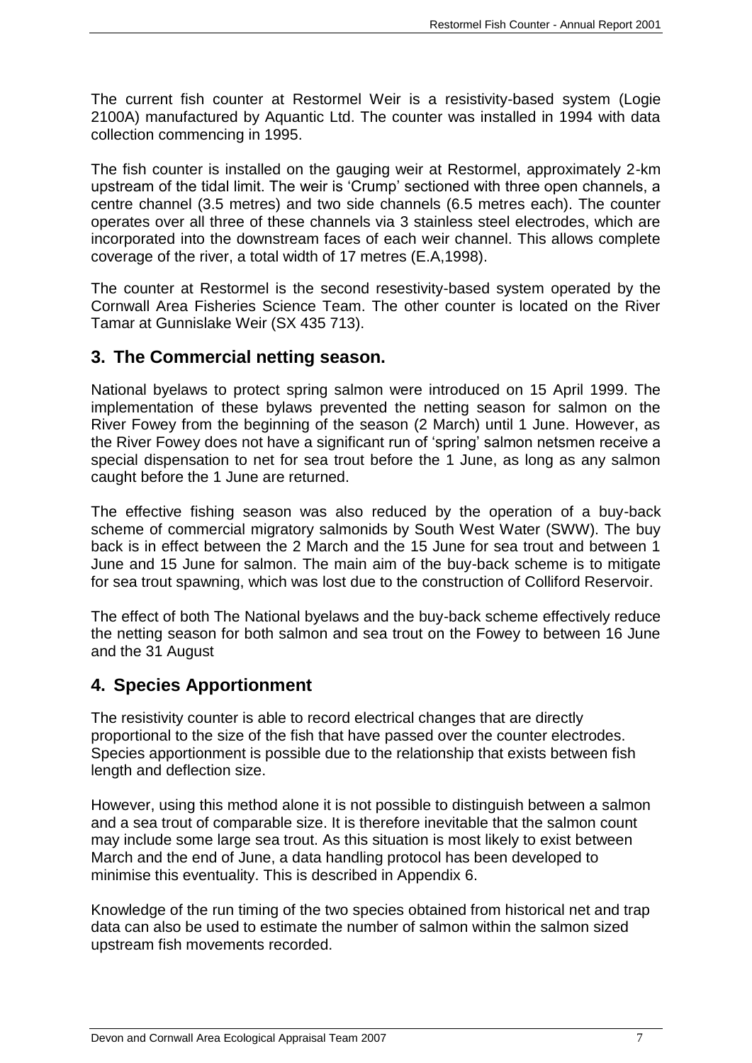The current fish counter at Restormel Weir is a resistivity-based system (Logie 2100A) manufactured by Aquantic Ltd. The counter was installed in 1994 with data collection commencing in 1995.

The fish counter is installed on the gauging weir at Restormel, approximately 2-km upstream of the tidal limit. The weir is 'Crump' sectioned with three open channels, a centre channel (3.5 metres) and two side channels (6.5 metres each). The counter operates over all three of these channels via 3 stainless steel electrodes, which are incorporated into the downstream faces of each weir channel. This allows complete coverage of the river, a total width of 17 metres (E.A,1998).

The counter at Restormel is the second resestivity-based system operated by the Cornwall Area Fisheries Science Team. The other counter is located on the River Tamar at Gunnislake Weir (SX 435 713).

## 3. The Commercial netting season.

National byelaws to protect spring salmon were introduced on 15 April 1999. The implementation of these bylaws prevented the netting season for salmon on the River Fowey from the beginning of the season (2 March) until 1 June. However, as the River Fowey does not have a significant run of 'spring' salmon netsmen receive a special dispensation to net for sea trout before the 1 June, as long as any salmon caught before the 1 June are returned.

The effective fishing season was also reduced by the operation of a buy-back scheme of commercial migratory salmonids by South West Water (SWW). The buy back is in effect between the 2 March and the 15 June for sea trout and between 1 June and 15 June for salmon. The main aim of the buy-back scheme is to mitigate for sea trout spawning, which was lost due to the construction of Colliford Reservoir.

The effect of both The National byelaws and the buy-back scheme effectively reduce the netting season for both salmon and sea trout on the Fowey to between 16 June and the 31 August

## 4. Species Apportionment

The resistivity counter is able to record electrical changes that are directly proportional to the size of the fish that have passed over the counter electrodes. Species apportionment is possible due to the relationship that exists between fish length and deflection size.

However, using this method alone it is not possible to distinguish between a salmon and a sea trout of comparable size. It is therefore inevitable that the salmon count may include some large sea trout. As this situation is most likely to exist between March and the end of June, a data handling protocol has been developed to minimise this eventuality. This is described in Appendix 6.

Knowledge of the run timing of the two species obtained from historical net and trap data can also be used to estimate the number of salmon within the salmon sized upstream fish movements recorded.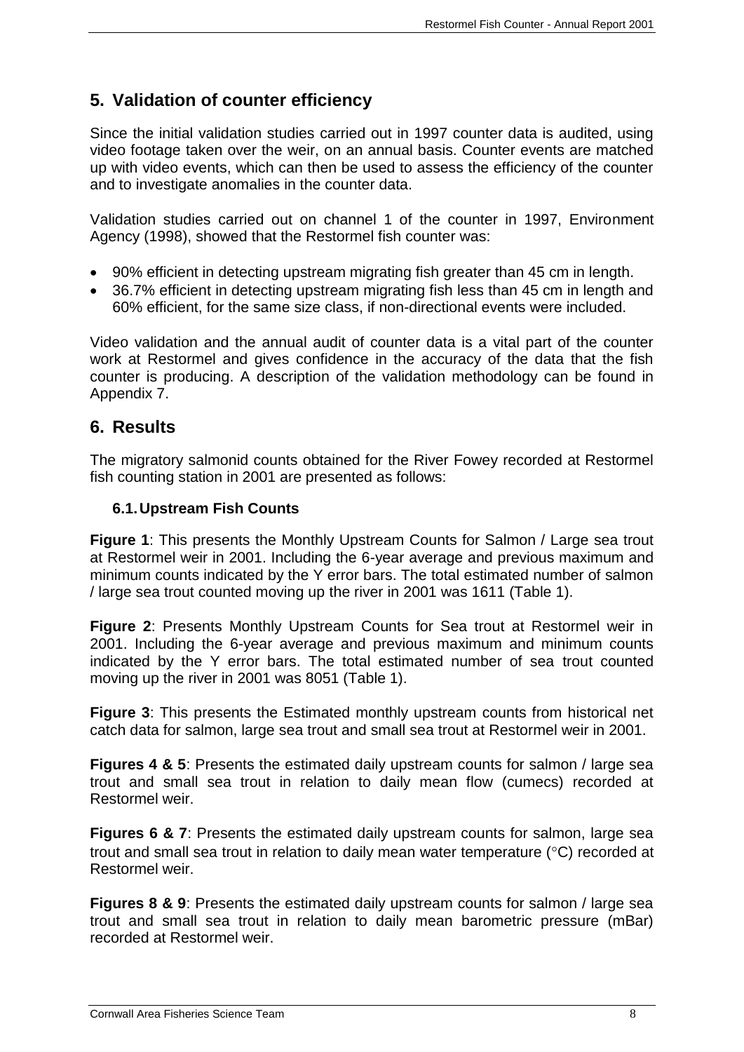## 5. Validation of counter efficiency

Since the initial validation studies carried out in 1997 counter data is audited, using video footage taken over the weir, on an annual basis. Counter events are matched up with video events, which can then be used to assess the efficiency of the counter and to investigate anomalies in the counter data.

Validation studies carried out on channel 1 of the counter in 1997, Environment Agency (1998), showed that the Restormel fish counter was:

- 90% efficient in detecting upstream migrating fish greater than 45 cm in length.
- 36.7% efficient in detecting upstream migrating fish less than 45 cm in length and 60% efficient, for the same size class, if non-directional events were included.

Video validation and the annual audit of counter data is a vital part of the counter work at Restormel and gives confidence in the accuracy of the data that the fish counter is producing. A description of the validation methodology can be found in Appendix 7.

## 6. Results

The migratory salmonid counts obtained for the River Fowey recorded at Restormel fish counting station in 2001 are presented as follows:

### 6.1. Upstream Fish Counts

**Figure 1**: This presents the Monthly Upstream Counts for Salmon / Large sea trout at Restormel weir in 2001. Including the 6-year average and previous maximum and minimum counts indicated by the Y error bars. The total estimated number of salmon / large sea trout counted moving up the river in 2001 was 1611 (Table 1).

**Figure 2**: Presents Monthly Upstream Counts for Sea trout at Restormel weir in 2001. Including the 6-year average and previous maximum and minimum counts indicated by the Y error bars. The total estimated number of sea trout counted moving up the river in 2001 was 8051 (Table 1).

**Figure 3**: This presents the Estimated monthly upstream counts from historical net catch data for salmon, large sea trout and small sea trout at Restormel weir in 2001.

**Figures 4 & 5**: Presents the estimated daily upstream counts for salmon / large sea trout and small sea trout in relation to daily mean flow (cumecs) recorded at Restormel weir.

**Figures 6 & 7**: Presents the estimated daily upstream counts for salmon, large sea trout and small sea trout in relation to daily mean water temperature (°C) recorded at Restormel weir.

**Figures 8 & 9**: Presents the estimated daily upstream counts for salmon / large sea trout and small sea trout in relation to daily mean barometric pressure (mBar) recorded at Restormel weir.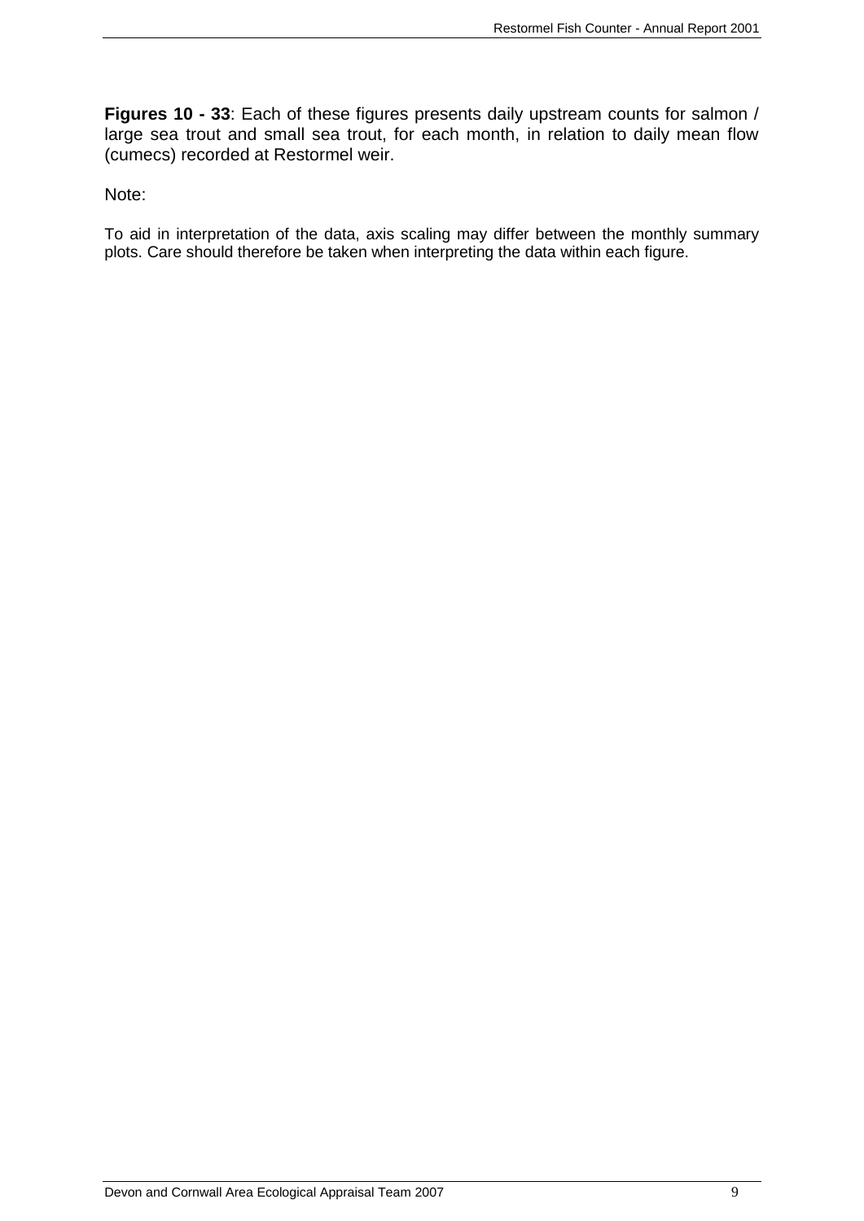**Figures 10 - 33**: Each of these figures presents daily upstream counts for salmon / large sea trout and small sea trout, for each month, in relation to daily mean flow (cumecs) recorded at Restormel weir.

Note:

To aid in interpretation of the data, axis scaling may differ between the monthly summary plots. Care should therefore be taken when interpreting the data within each figure.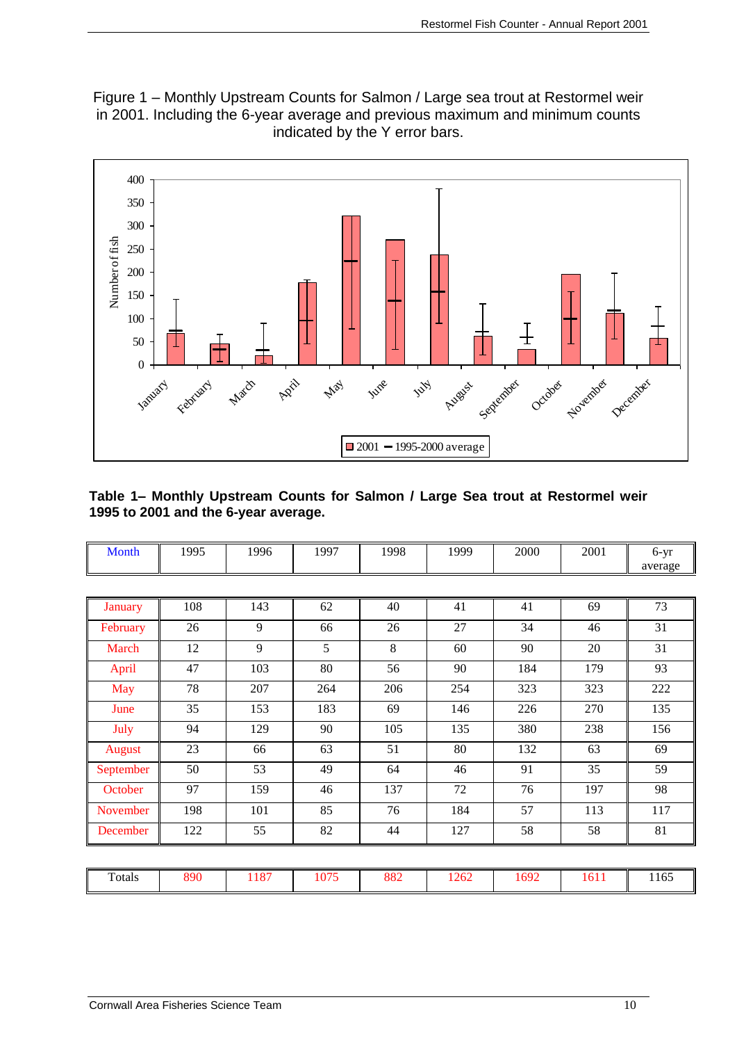Figure 1 – Monthly Upstream Counts for Salmon / Large sea trout at Restormel weir in 2001. Including the 6-year average and previous maximum and minimum counts indicated by the Y error bars.

**Table 1– Monthly Upstream Counts for Salmon / Large Sea trout at Restormel weir 1995 to 2001 and the 6-year average.**

| Month | 1995 | 1996 | 1997 | 1998 | 1999 | 2000 | 2001 | 6-yr average |
|---|---|---|---|---|---|---|---|---|
| January | 108 | 143 | 62 | 40 | 41 | 41 | 69 | 73 |
| February | 26 | 9 | 66 | 26 | 27 | 34 | 46 | 31 |
| March | 12 | 9 | 5 | 8 | 60 | 90 | 20 | 31 |
| April | 47 | 103 | 80 | 56 | 90 | 184 | 179 | 93 |
| May | 78 | 207 | 264 | 206 | 254 | 323 | 323 | 222 |
| June | 35 | 153 | 183 | 69 | 146 | 226 | 270 | 135 |
| July | 94 | 129 | 90 | 105 | 135 | 380 | 238 | 156 |
| August | 23 | 66 | 63 | 51 | 80 | 132 | 63 | 69 |
| September | 50 | 53 | 49 | 64 | 46 | 91 | 35 | 59 |
| October | 97 | 159 | 46 | 137 | 72 | 76 | 197 | 98 |
| November | 198 | 101 | 85 | 76 | 184 | 57 | 113 | 117 |
| December | 122 | 55 | 82 | 44 | 127 | 58 | 58 | 81 |
| Totals | 890 | 1187 | 1075 | 882 | 1262 | 1692 | 1611 | 1165 |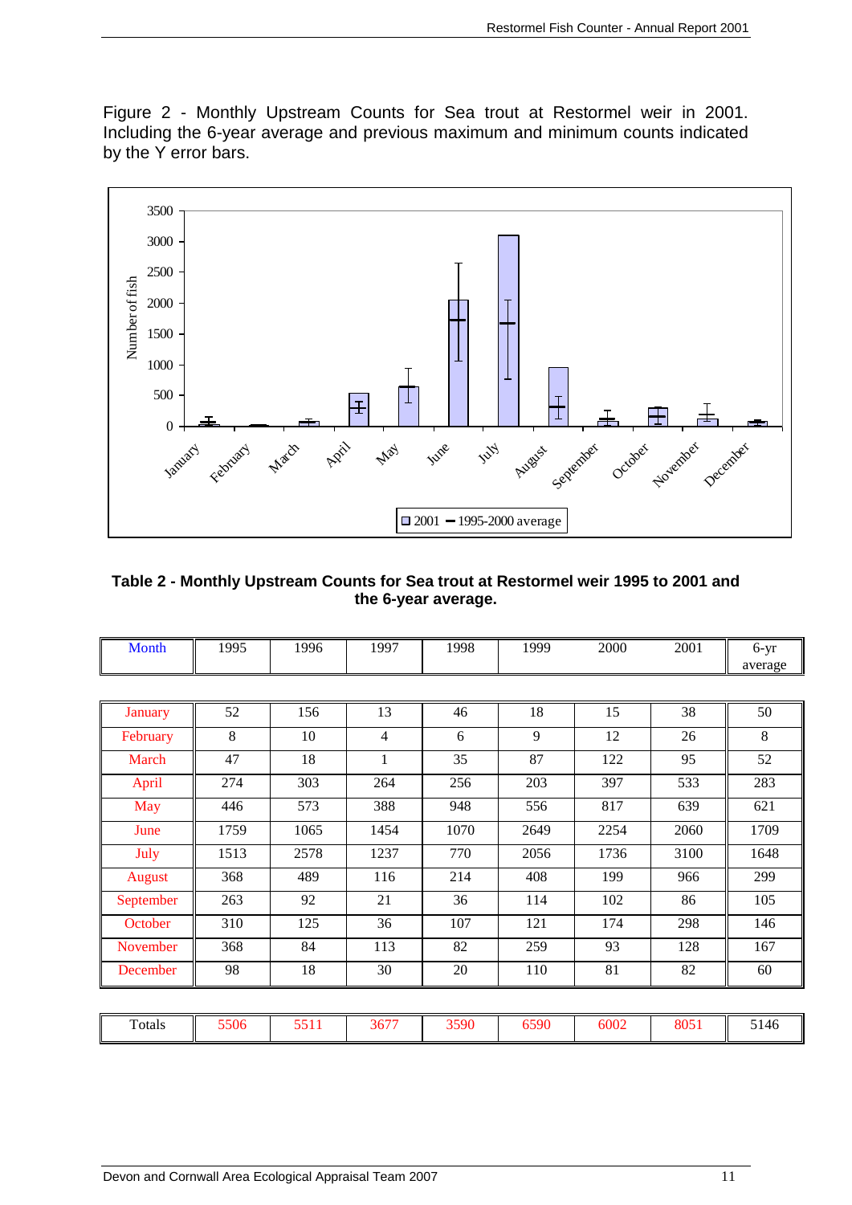Figure 2 - Monthly Upstream Counts for Sea trout at Restormel weir in 2001. Including the 6-year average and previous maximum and minimum counts indicated by the Y error bars.

**Table 2 - Monthly Upstream Counts for Sea trout at Restormel weir 1995 to 2001 and the 6-year average.**

| Month | 1995 | 1996 | 1997 | 1998 | 1999 | 2000 | 2001 | 6-yr average |
|---|---|---|---|---|---|---|---|---|
| January | 52 | 156 | 13 | 46 | 18 | 15 | 38 | 50 |
| February | 8 | 10 | 4 | 6 | 9 | 12 | 26 | 8 |
| March | 47 | 18 | 1 | 35 | 87 | 122 | 95 | 52 |
| April | 274 | 303 | 264 | 256 | 203 | 397 | 533 | 283 |
| May | 446 | 573 | 388 | 948 | 556 | 817 | 639 | 621 |
| June | 1759 | 1065 | 1454 | 1070 | 2649 | 2254 | 2060 | 1709 |
| July | 1513 | 2578 | 1237 | 770 | 2056 | 1736 | 3100 | 1648 |
| August | 368 | 489 | 116 | 214 | 408 | 199 | 966 | 299 |
| September | 263 | 92 | 21 | 36 | 114 | 102 | 86 | 105 |
| October | 310 | 125 | 36 | 107 | 121 | 174 | 298 | 146 |
| November | 368 | 84 | 113 | 82 | 259 | 93 | 128 | 167 |
| December | 98 | 18 | 30 | 20 | 110 | 81 | 82 | 60 |
| Totals | 5506 | 5511 | 3677 | 3590 | 6590 | 6002 | 8051 | 5146 |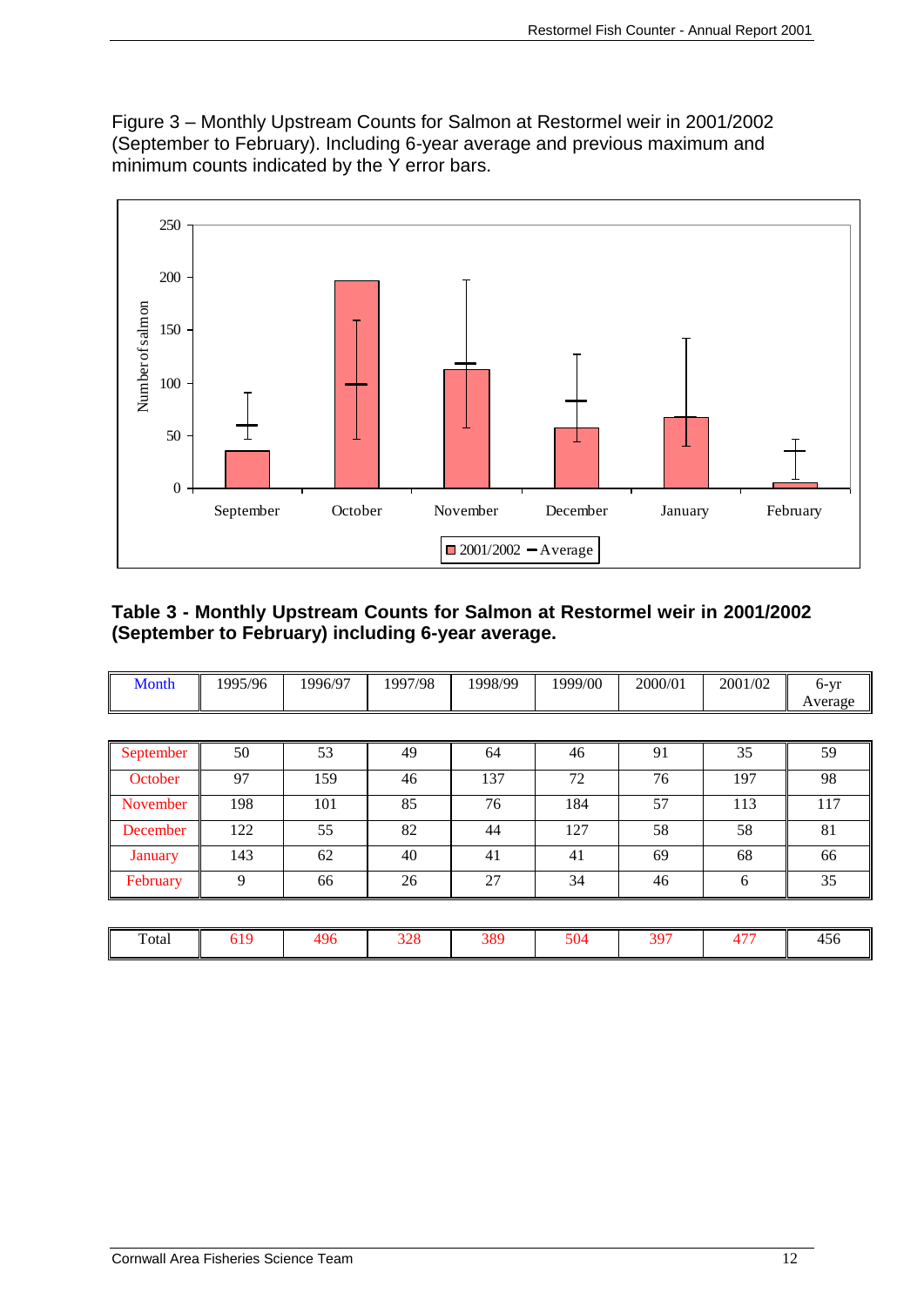Figure 3 – Monthly Upstream Counts for Salmon at Restormel weir in 2001/2002 (September to February). Including 6-year average and previous maximum and minimum counts indicated by the Y error bars.

**Table 3 - Monthly Upstream Counts for Salmon at Restormel weir in 2001/2002 (September to February) including 6-year average.**

| Month | 1995/96 | 1996/97 | 1997/98 | 1998/99 | 1999/00 | 2000/01 | 2001/02 | 6-yr Average |
|---|---|---|---|---|---|---|---|---|
| September | 50 | 53 | 49 | 64 | 46 | 91 | 35 | 59 |
| October | 97 | 159 | 46 | 137 | 72 | 76 | 197 | 98 |
| November | 198 | 101 | 85 | 76 | 184 | 57 | 113 | 117 |
| December | 122 | 55 | 82 | 44 | 127 | 58 | 58 | 81 |
| January | 143 | 62 | 40 | 41 | 41 | 69 | 68 | 66 |
| February | 9 | 66 | 26 | 27 | 34 | 46 | 6 | 35 |
| Total | 619 | 496 | 328 | 389 | 504 | 397 | 477 | 456 |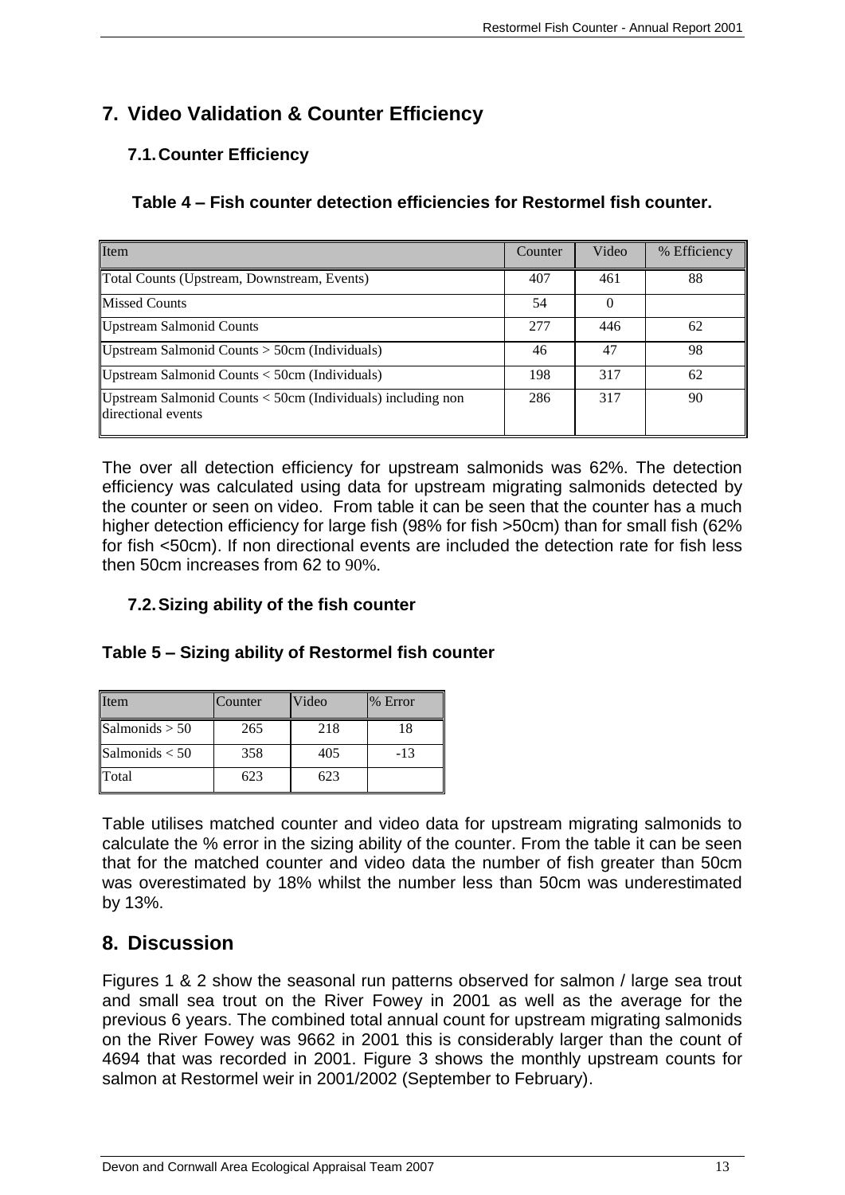# 7. Video Validation & Counter Efficiency

## 7.1. Counter Efficiency

**Table 4 – Fish counter detection efficiencies for Restormel fish counter.**

| Item | Counter | Video | % Efficiency |
|---|---|---|---|
| Total Counts (Upstream, Downstream, Events) | 407 | 461 | 88 |
| Missed Counts | 54 | 0 | |
| Upstream Salmonid Counts | 277 | 446 | 62 |
| Upstream Salmonid Counts > 50cm (Individuals) | 46 | 47 | 98 |
| Upstream Salmonid Counts < 50cm (Individuals) | 198 | 317 | 62 |
| Upstream Salmonid Counts < 50cm (Individuals) including non directional events | 286 | 317 | 90 |

The over all detection efficiency for upstream salmonids was 62%. The detection efficiency was calculated using data for upstream migrating salmonids detected by the counter or seen on video. From table it can be seen that the counter has a much higher detection efficiency for large fish (98% for fish >50cm) than for small fish (62% for fish <50cm). If non directional events are included the detection rate for fish less then 50cm increases from 62 to 90%.

## 7.2. Sizing ability of the fish counter

**Table 5 – Sizing ability of Restormel fish counter**

| Item | Counter | Video | % Error |
|---|---|---|---|
| Salmonids > 50 | 265 | 218 | 18 |
| Salmonids < 50 | 358 | 405 | -13 |
| Total | 623 | 623 | |

Table utilises matched counter and video data for upstream migrating salmonids to calculate the % error in the sizing ability of the counter. From the table it can be seen that for the matched counter and video data the number of fish greater than 50cm was overestimated by 18% whilst the number less than 50cm was underestimated by 13%.

# 8. Discussion

Figures 1 & 2 show the seasonal run patterns observed for salmon / large sea trout and small sea trout on the River Fowey in 2001 as well as the average for the previous 6 years. The combined total annual count for upstream migrating salmonids on the River Fowey was 9662 in 2001 this is considerably larger than the count of 4694 that was recorded in 2001. Figure 3 shows the monthly upstream counts for salmon at Restormel weir in 2001/2002 (September to February).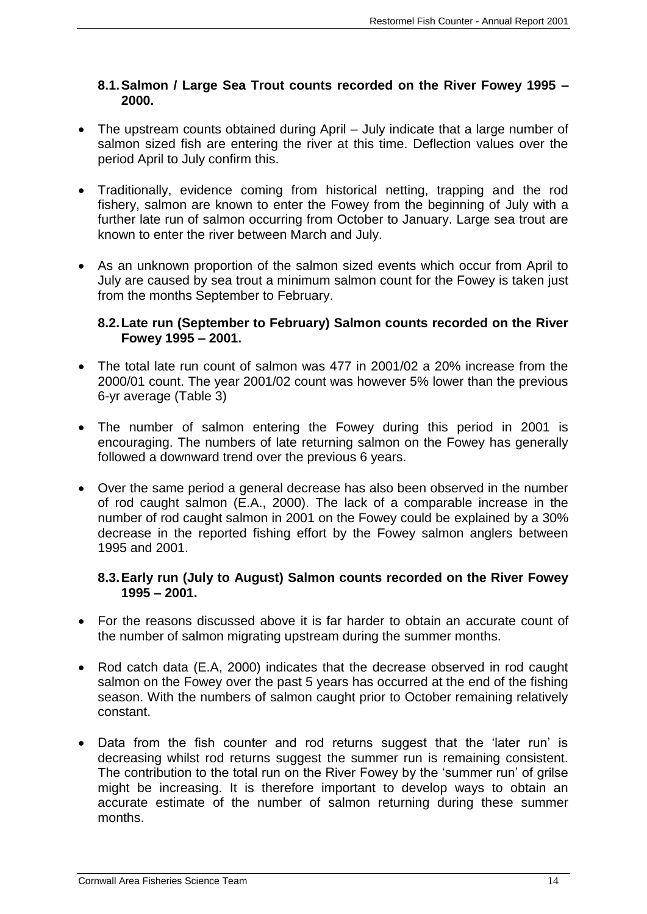### 8.1. Salmon / Large Sea Trout counts recorded on the River Fowey 1995 – 2000.

- The upstream counts obtained during April – July indicate that a large number of salmon sized fish are entering the river at this time. Deflection values over the period April to July confirm this.
- Traditionally, evidence coming from historical netting, trapping and the rod fishery, salmon are known to enter the Fowey from the beginning of July with a further late run of salmon occurring from October to January. Large sea trout are known to enter the river between March and July.
- As an unknown proportion of the salmon sized events which occur from April to July are caused by sea trout a minimum salmon count for the Fowey is taken just from the months September to February.

### 8.2. Late run (September to February) Salmon counts recorded on the River Fowey 1995 – 2001.

- The total late run count of salmon was 477 in 2001/02 a 20% increase from the 2000/01 count. The year 2001/02 count was however 5% lower than the previous 6-yr average (Table 3)
- The number of salmon entering the Fowey during this period in 2001 is encouraging. The numbers of late returning salmon on the Fowey has generally followed a downward trend over the previous 6 years.
- Over the same period a general decrease has also been observed in the number of rod caught salmon (E.A., 2000). The lack of a comparable increase in the number of rod caught salmon in 2001 on the Fowey could be explained by a 30% decrease in the reported fishing effort by the Fowey salmon anglers between 1995 and 2001.

### 8.3. Early run (July to August) Salmon counts recorded on the River Fowey 1995 – 2001.

- For the reasons discussed above it is far harder to obtain an accurate count of the number of salmon migrating upstream during the summer months.
- Rod catch data (E.A, 2000) indicates that the decrease observed in rod caught salmon on the Fowey over the past 5 years has occurred at the end of the fishing season. With the numbers of salmon caught prior to October remaining relatively constant.
- Data from the fish counter and rod returns suggest that the 'later run' is decreasing whilst rod returns suggest the summer run is remaining consistent. The contribution to the total run on the River Fowey by the 'summer run' of grilse might be increasing. It is therefore important to develop ways to obtain an accurate estimate of the number of salmon returning during these summer months.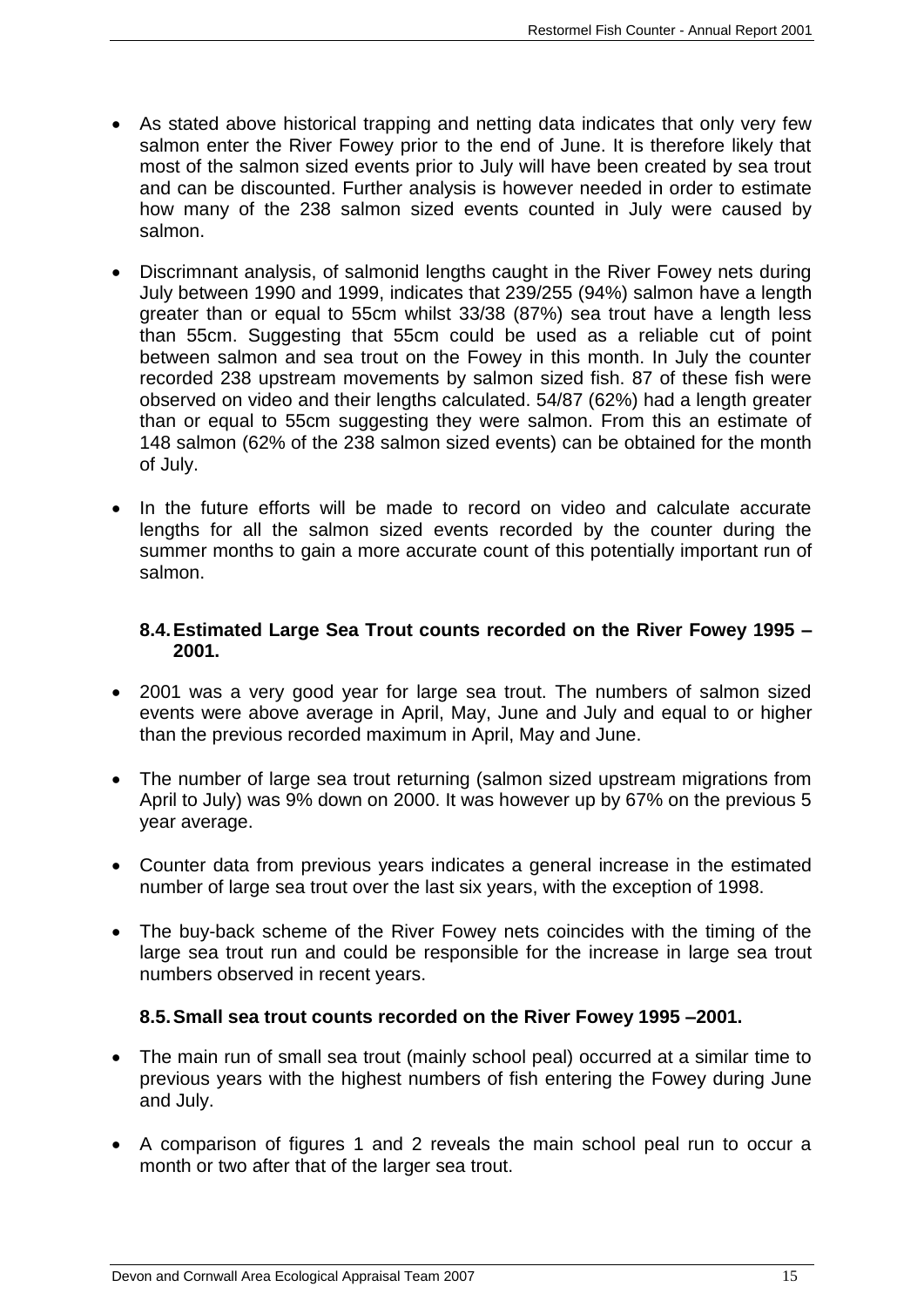- As stated above historical trapping and netting data indicates that only very few salmon enter the River Fowey prior to the end of June. It is therefore likely that most of the salmon sized events prior to July will have been created by sea trout and can be discounted. Further analysis is however needed in order to estimate how many of the 238 salmon sized events counted in July were caused by salmon.

- Discrimnant analysis, of salmonid lengths caught in the River Fowey nets during July between 1990 and 1999, indicates that 239/255 (94%) salmon have a length greater than or equal to 55cm whilst 33/38 (87%) sea trout have a length less than 55cm. Suggesting that 55cm could be used as a reliable cut of point between salmon and sea trout on the Fowey in this month. In July the counter recorded 238 upstream movements by salmon sized fish. 87 of these fish were observed on video and their lengths calculated. 54/87 (62%) had a length greater than or equal to 55cm suggesting they were salmon. From this an estimate of 148 salmon (62% of the 238 salmon sized events) can be obtained for the month of July.

- In the future efforts will be made to record on video and calculate accurate lengths for all the salmon sized events recorded by the counter during the summer months to gain a more accurate count of this potentially important run of salmon.

### 8.4. Estimated Large Sea Trout counts recorded on the River Fowey 1995 – 2001.

- 2001 was a very good year for large sea trout. The numbers of salmon sized events were above average in April, May, June and July and equal to or higher than the previous recorded maximum in April, May and June.

- The number of large sea trout returning (salmon sized upstream migrations from April to July) was 9% down on 2000. It was however up by 67% on the previous 5 year average.

- Counter data from previous years indicates a general increase in the estimated number of large sea trout over the last six years, with the exception of 1998.

- The buy-back scheme of the River Fowey nets coincides with the timing of the large sea trout run and could be responsible for the increase in large sea trout numbers observed in recent years.

### 8.5. Small sea trout counts recorded on the River Fowey 1995 –2001.

- The main run of small sea trout (mainly school peal) occurred at a similar time to previous years with the highest numbers of fish entering the Fowey during June and July.

- A comparison of figures 1 and 2 reveals the main school peal run to occur a month or two after that of the larger sea trout.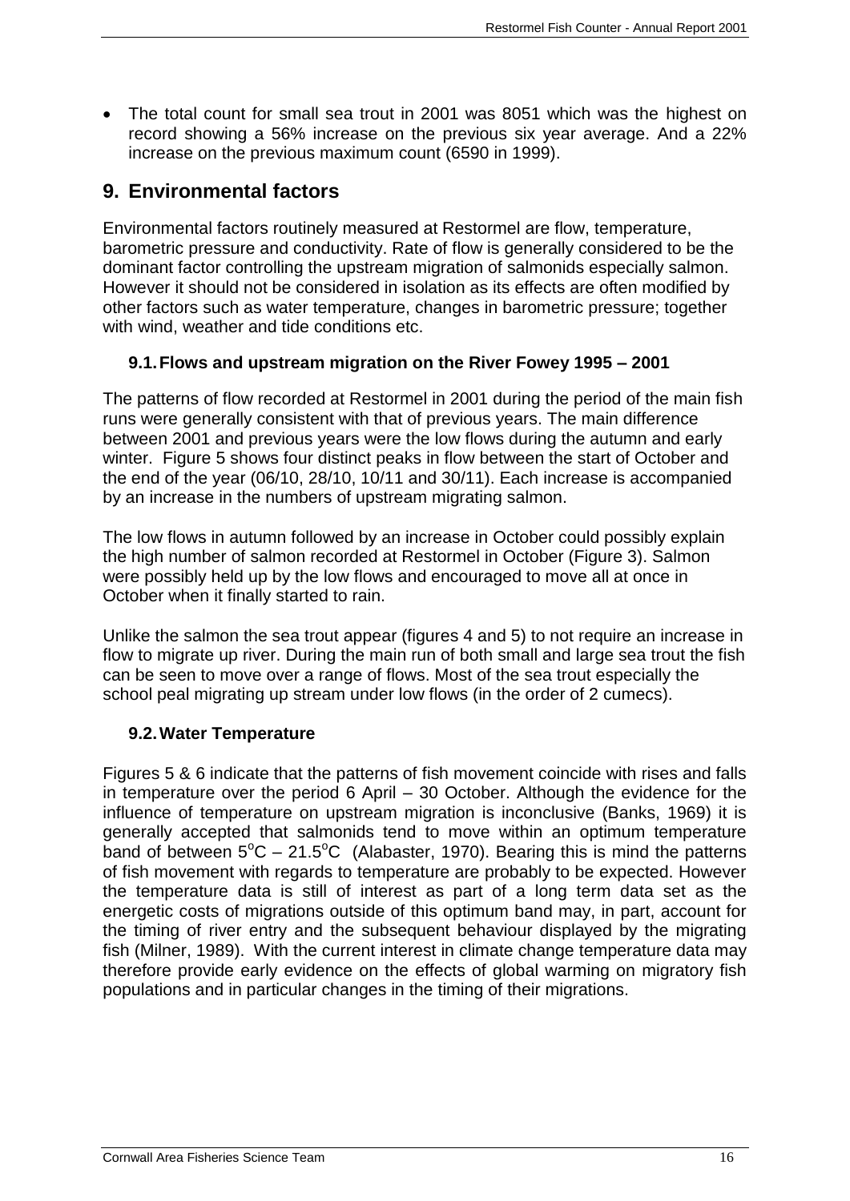- The total count for small sea trout in 2001 was 8051 which was the highest on record showing a 56% increase on the previous six year average. And a 22% increase on the previous maximum count (6590 in 1999).

## 9. Environmental factors

Environmental factors routinely measured at Restormel are flow, temperature, barometric pressure and conductivity. Rate of flow is generally considered to be the dominant factor controlling the upstream migration of salmonids especially salmon. However it should not be considered in isolation as its effects are often modified by other factors such as water temperature, changes in barometric pressure; together with wind, weather and tide conditions etc.

### 9.1. Flows and upstream migration on the River Fowey 1995 – 2001

The patterns of flow recorded at Restormel in 2001 during the period of the main fish runs were generally consistent with that of previous years. The main difference between 2001 and previous years were the low flows during the autumn and early winter. Figure 5 shows four distinct peaks in flow between the start of October and the end of the year (06/10, 28/10, 10/11 and 30/11). Each increase is accompanied by an increase in the numbers of upstream migrating salmon.

The low flows in autumn followed by an increase in October could possibly explain the high number of salmon recorded at Restormel in October (Figure 3). Salmon were possibly held up by the low flows and encouraged to move all at once in October when it finally started to rain.

Unlike the salmon the sea trout appear (figures 4 and 5) to not require an increase in flow to migrate up river. During the main run of both small and large sea trout the fish can be seen to move over a range of flows. Most of the sea trout especially the school peal migrating up stream under low flows (in the order of 2 cumecs).

### 9.2. Water Temperature

Figures 5 & 6 indicate that the patterns of fish movement coincide with rises and falls in temperature over the period 6 April – 30 October. Although the evidence for the influence of temperature on upstream migration is inconclusive (Banks, 1969) it is generally accepted that salmonids tend to move within an optimum temperature band of between $5^{o}C$ – $21.5^{o}C$ (Alabaster, 1970). Bearing this is mind the patterns of fish movement with regards to temperature are probably to be expected. However the temperature data is still of interest as part of a long term data set as the energetic costs of migrations outside of this optimum band may, in part, account for the timing of river entry and the subsequent behaviour displayed by the migrating fish (Milner, 1989). With the current interest in climate change temperature data may therefore provide early evidence on the effects of global warming on migratory fish populations and in particular changes in the timing of their migrations.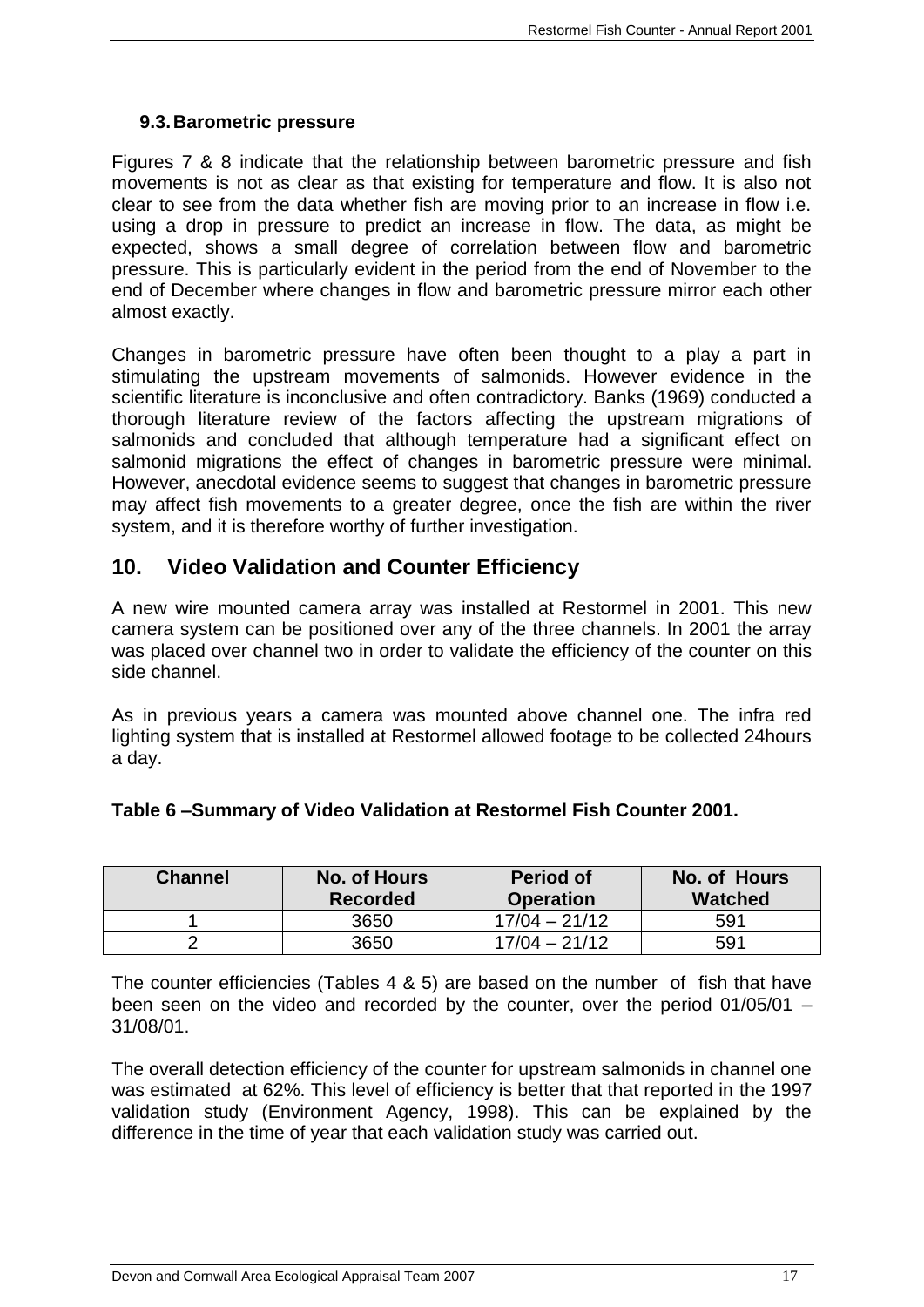### 9.3. Barometric pressure

Figures 7 & 8 indicate that the relationship between barometric pressure and fish movements is not as clear as that existing for temperature and flow. It is also not clear to see from the data whether fish are moving prior to an increase in flow i.e. using a drop in pressure to predict an increase in flow. The data, as might be expected, shows a small degree of correlation between flow and barometric pressure. This is particularly evident in the period from the end of November to the end of December where changes in flow and barometric pressure mirror each other almost exactly.

Changes in barometric pressure have often been thought to a play a part in stimulating the upstream movements of salmonids. However evidence in the scientific literature is inconclusive and often contradictory. Banks (1969) conducted a thorough literature review of the factors affecting the upstream migrations of salmonids and concluded that although temperature had a significant effect on salmonid migrations the effect of changes in barometric pressure were minimal. However, anecdotal evidence seems to suggest that changes in barometric pressure may affect fish movements to a greater degree, once the fish are within the river system, and it is therefore worthy of further investigation.

## 10. Video Validation and Counter Efficiency

A new wire mounted camera array was installed at Restormel in 2001. This new camera system can be positioned over any of the three channels. In 2001 the array was placed over channel two in order to validate the efficiency of the counter on this side channel.

As in previous years a camera was mounted above channel one. The infra red lighting system that is installed at Restormel allowed footage to be collected 24hours a day.

**Table 6 –Summary of Video Validation at Restormel Fish Counter 2001.**

| Channel | No. of Hours Recorded | Period of Operation | No. of Hours Watched |
|---|---|---|---|
| 1 | 3650 | 17/04 – 21/12 | 591 |
| 2 | 3650 | 17/04 – 21/12 | 591 |

The counter efficiencies (Tables 4 & 5) are based on the number of fish that have been seen on the video and recorded by the counter, over the period 01/05/01 – 31/08/01.

The overall detection efficiency of the counter for upstream salmonids in channel one was estimated at 62%. This level of efficiency is better that that reported in the 1997 validation study (Environment Agency, 1998). This can be explained by the difference in the time of year that each validation study was carried out.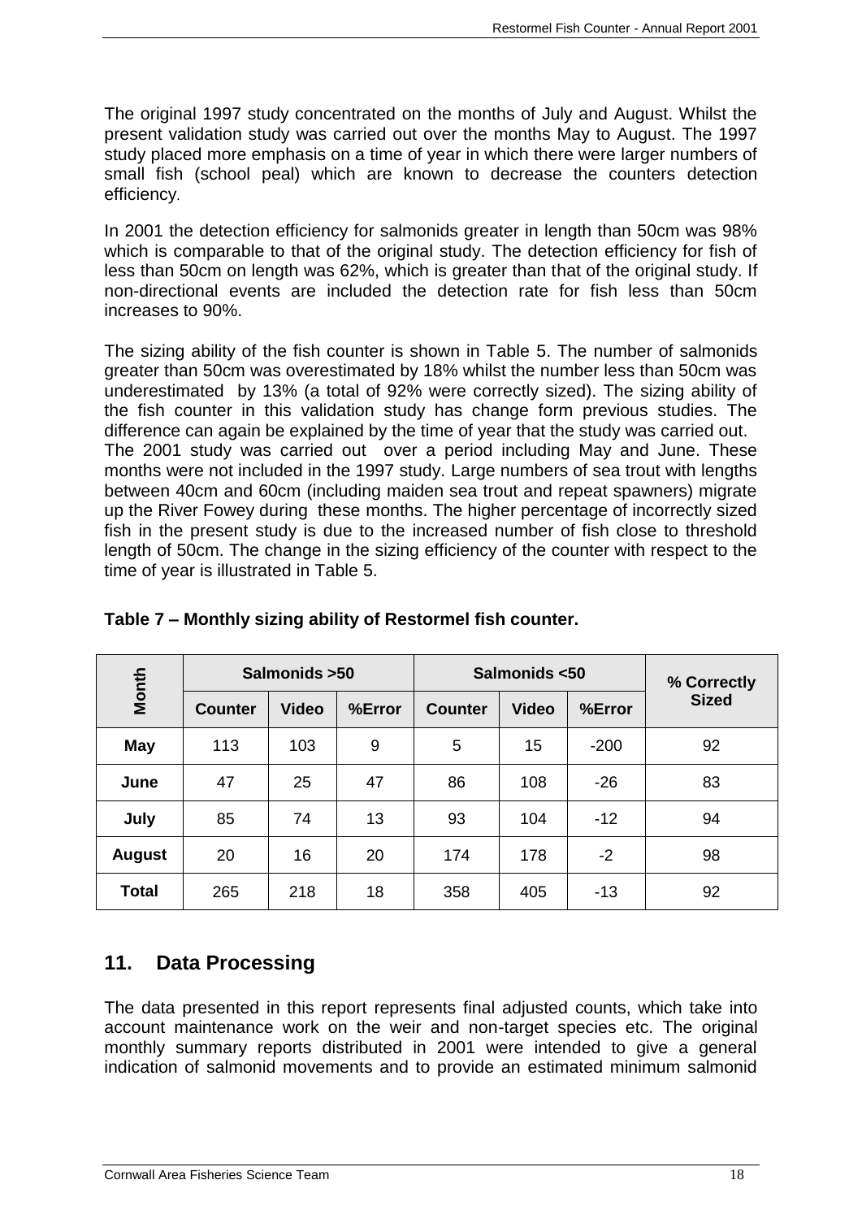The original 1997 study concentrated on the months of July and August. Whilst the present validation study was carried out over the months May to August. The 1997 study placed more emphasis on a time of year in which there were larger numbers of small fish (school peal) which are known to decrease the counters detection efficiency.

In 2001 the detection efficiency for salmonids greater in length than 50cm was 98% which is comparable to that of the original study. The detection efficiency for fish of less than 50cm on length was 62%, which is greater than that of the original study. If non-directional events are included the detection rate for fish less than 50cm increases to 90%.

The sizing ability of the fish counter is shown in Table 5. The number of salmonids greater than 50cm was overestimated by 18% whilst the number less than 50cm was underestimated by 13% (a total of 92% were correctly sized). The sizing ability of the fish counter in this validation study has change form previous studies. The difference can again be explained by the time of year that the study was carried out. The 2001 study was carried out over a period including May and June. These months were not included in the 1997 study. Large numbers of sea trout with lengths between 40cm and 60cm (including maiden sea trout and repeat spawners) migrate up the River Fowey during these months. The higher percentage of incorrectly sized fish in the present study is due to the increased number of fish close to threshold length of 50cm. The change in the sizing efficiency of the counter with respect to the time of year is illustrated in Table 5.

**Table 7 – Monthly sizing ability of Restormel fish counter.**

| Month | Salmonids >50 | | | Salmonids <50 | | | % Correctly Sized |
|---|---|---|---|---|---|---|---|
| | Counter | Video | %Error | Counter | Video | %Error | |
| **May** | 113 | 103 | 9 | 5 | 15 | -200 | 92 |
| **June** | 47 | 25 | 47 | 86 | 108 | -26 | 83 |
| **July** | 85 | 74 | 13 | 93 | 104 | -12 | 94 |
| **August** | 20 | 16 | 20 | 174 | 178 | -2 | 98 |
| **Total** | 265 | 218 | 18 | 358 | 405 | -13 | 92 |

## 11. Data Processing

The data presented in this report represents final adjusted counts, which take into account maintenance work on the weir and non-target species etc. The original monthly summary reports distributed in 2001 were intended to give a general indication of salmonid movements and to provide an estimated minimum salmonid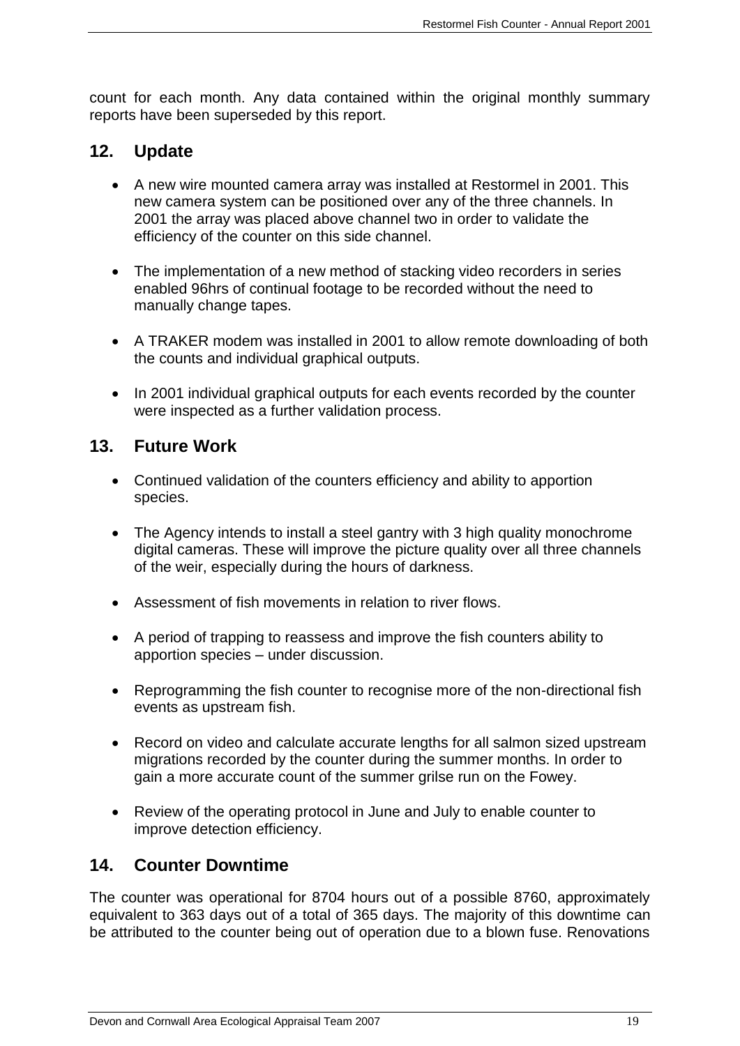count for each month. Any data contained within the original monthly summary reports have been superseded by this report.

## 12. Update

- A new wire mounted camera array was installed at Restormel in 2001. This new camera system can be positioned over any of the three channels. In 2001 the array was placed above channel two in order to validate the efficiency of the counter on this side channel.

- The implementation of a new method of stacking video recorders in series enabled 96hrs of continual footage to be recorded without the need to manually change tapes.

- A TRAKER modem was installed in 2001 to allow remote downloading of both the counts and individual graphical outputs.

- In 2001 individual graphical outputs for each events recorded by the counter were inspected as a further validation process.

## 13. Future Work

- Continued validation of the counters efficiency and ability to apportion species.

- The Agency intends to install a steel gantry with 3 high quality monochrome digital cameras. These will improve the picture quality over all three channels of the weir, especially during the hours of darkness.

- Assessment of fish movements in relation to river flows.

- A period of trapping to reassess and improve the fish counters ability to apportion species – under discussion.

- Reprogramming the fish counter to recognise more of the non-directional fish events as upstream fish.

- Record on video and calculate accurate lengths for all salmon sized upstream migrations recorded by the counter during the summer months. In order to gain a more accurate count of the summer grilse run on the Fowey.

- Review of the operating protocol in June and July to enable counter to improve detection efficiency.

## 14. Counter Downtime

The counter was operational for 8704 hours out of a possible 8760, approximately equivalent to 363 days out of a total of 365 days. The majority of this downtime can be attributed to the counter being out of operation due to a blown fuse. Renovations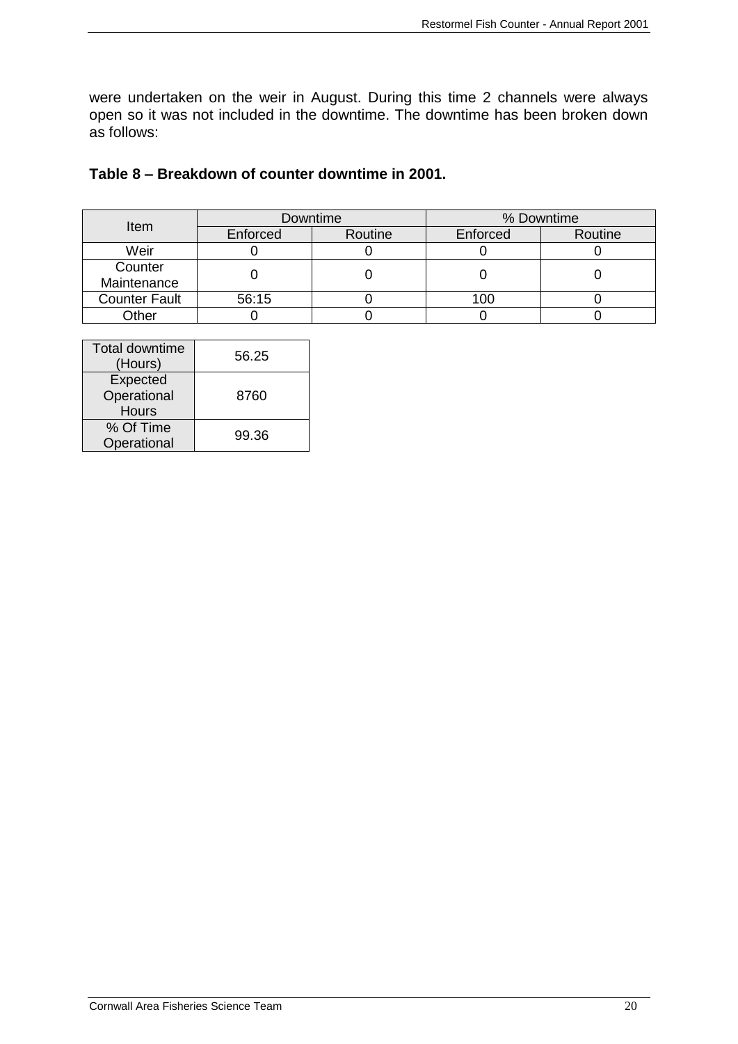were undertaken on the weir in August. During this time 2 channels were always open so it was not included in the downtime. The downtime has been broken down as follows:

**Table 8 – Breakdown of counter downtime in 2001.**

| Item | Downtime | | % Downtime | |
|---|---|---|---|---|
| | Enforced | Routine | Enforced | Routine |
| Weir | 0 | 0 | 0 | 0 |
| Counter Maintenance | 0 | 0 | 0 | 0 |
| Counter Fault | 56:15 | 0 | 100 | 0 |
| Other | 0 | 0 | 0 | 0 |

| | |
|---|---|
| Total downtime (Hours) | 56.25 |
| Expected Operational Hours | 8760 |
| % Of Time Operational | 99.36 |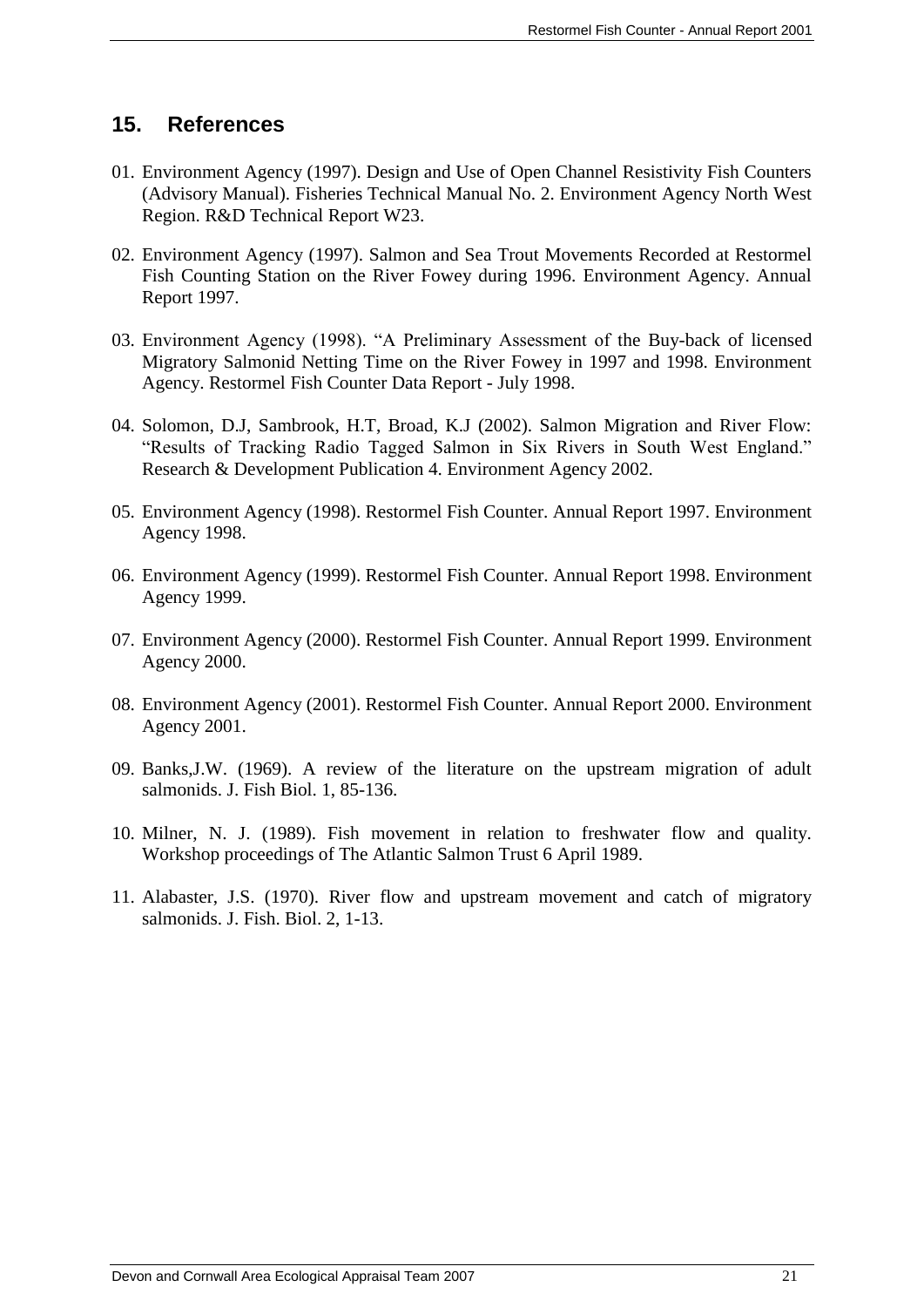## 15. References

01. Environment Agency (1997). Design and Use of Open Channel Resistivity Fish Counters (Advisory Manual). Fisheries Technical Manual No. 2. Environment Agency North West Region. R&D Technical Report W23.

02. Environment Agency (1997). Salmon and Sea Trout Movements Recorded at Restormel Fish Counting Station on the River Fowey during 1996. Environment Agency. Annual Report 1997.

03. Environment Agency (1998). "A Preliminary Assessment of the Buy-back of licensed Migratory Salmonid Netting Time on the River Fowey in 1997 and 1998. Environment Agency. Restormel Fish Counter Data Report - July 1998.

04. Solomon, D.J, Sambrook, H.T, Broad, K.J (2002). Salmon Migration and River Flow: "Results of Tracking Radio Tagged Salmon in Six Rivers in South West England." Research & Development Publication 4. Environment Agency 2002.

05. Environment Agency (1998). Restormel Fish Counter. Annual Report 1997. Environment Agency 1998.

06. Environment Agency (1999). Restormel Fish Counter. Annual Report 1998. Environment Agency 1999.

07. Environment Agency (2000). Restormel Fish Counter. Annual Report 1999. Environment Agency 2000.

08. Environment Agency (2001). Restormel Fish Counter. Annual Report 2000. Environment Agency 2001.

09. Banks,J.W. (1969). A review of the literature on the upstream migration of adult salmonids. J. Fish Biol. 1, 85-136.

10. Milner, N. J. (1989). Fish movement in relation to freshwater flow and quality. Workshop proceedings of The Atlantic Salmon Trust 6 April 1989.

11. Alabaster, J.S. (1970). River flow and upstream movement and catch of migratory salmonids. J. Fish. Biol. 2, 1-13.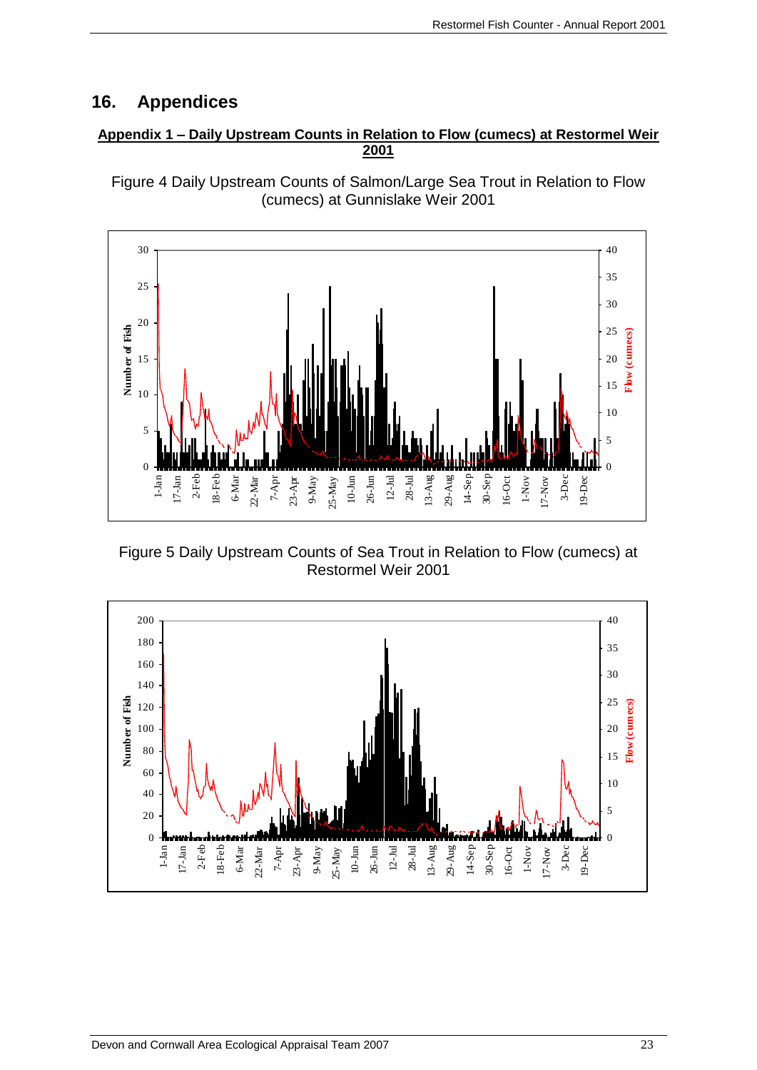## 16. Appendices

### Appendix 1 – Daily Upstream Counts in Relation to Flow (cumecs) at Restormel Weir 2001

Figure 4 Daily Upstream Counts of Salmon/Large Sea Trout in Relation to Flow (cumecs) at Gunnislake Weir 2001

Figure 5 Daily Upstream Counts of Sea Trout in Relation to Flow (cumecs) at Restormel Weir 2001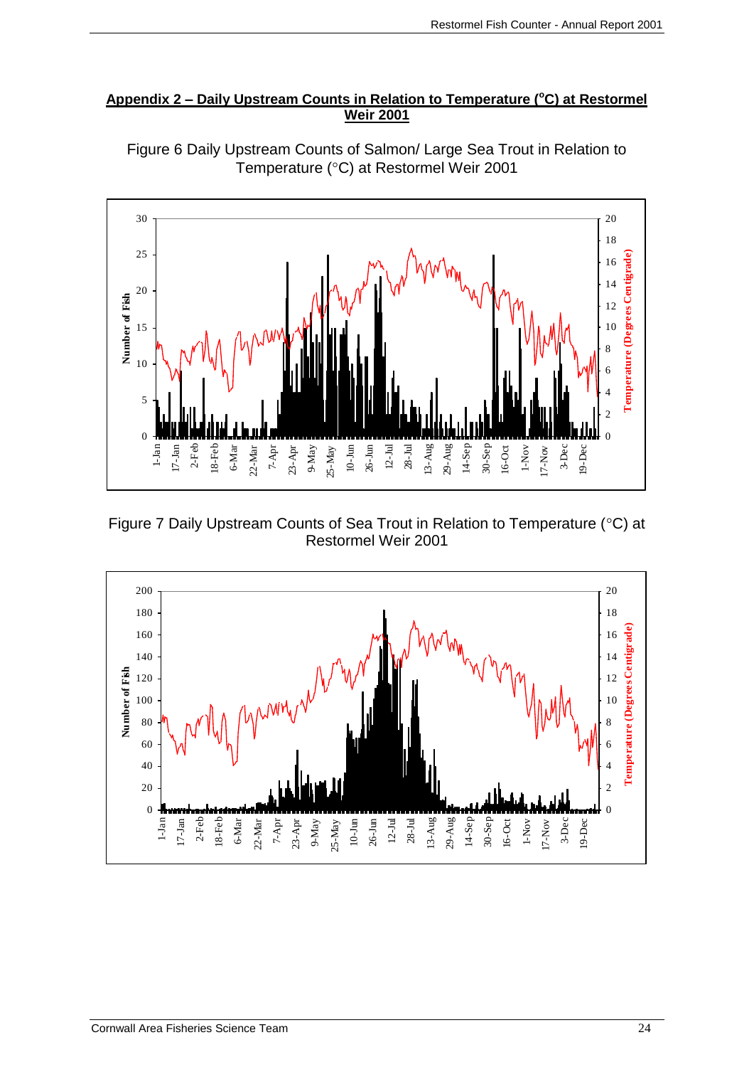## Appendix 2 – Daily Upstream Counts in Relation to Temperature (°C) at Restormel Weir 2001

Figure 6 Daily Upstream Counts of Salmon/ Large Sea Trout in Relation to Temperature (°C) at Restormel Weir 2001

Figure 7 Daily Upstream Counts of Sea Trout in Relation to Temperature (°C) at Restormel Weir 2001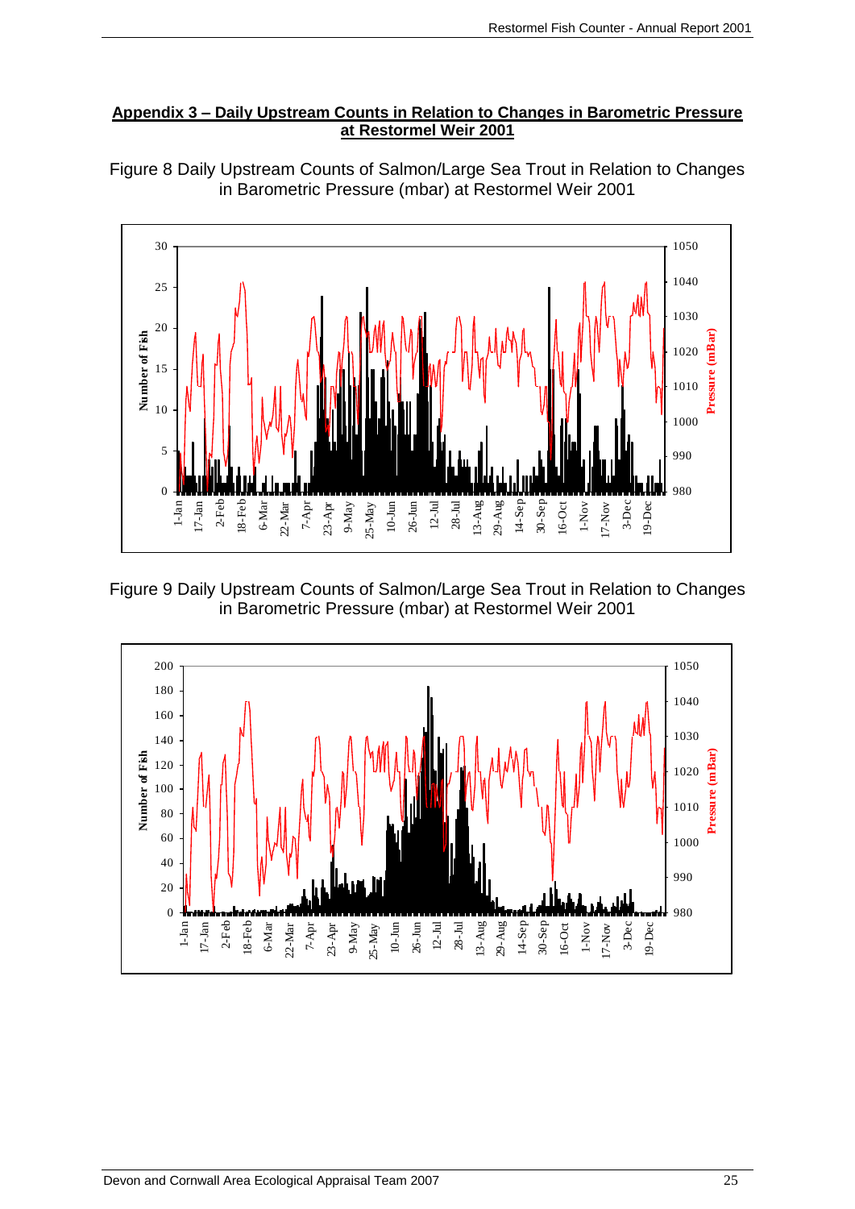## Appendix 3 – Daily Upstream Counts in Relation to Changes in Barometric Pressure at Restormel Weir 2001

Figure 8 Daily Upstream Counts of Salmon/Large Sea Trout in Relation to Changes in Barometric Pressure (mbar) at Restormel Weir 2001

Figure 9 Daily Upstream Counts of Salmon/Large Sea Trout in Relation to Changes in Barometric Pressure (mbar) at Restormel Weir 2001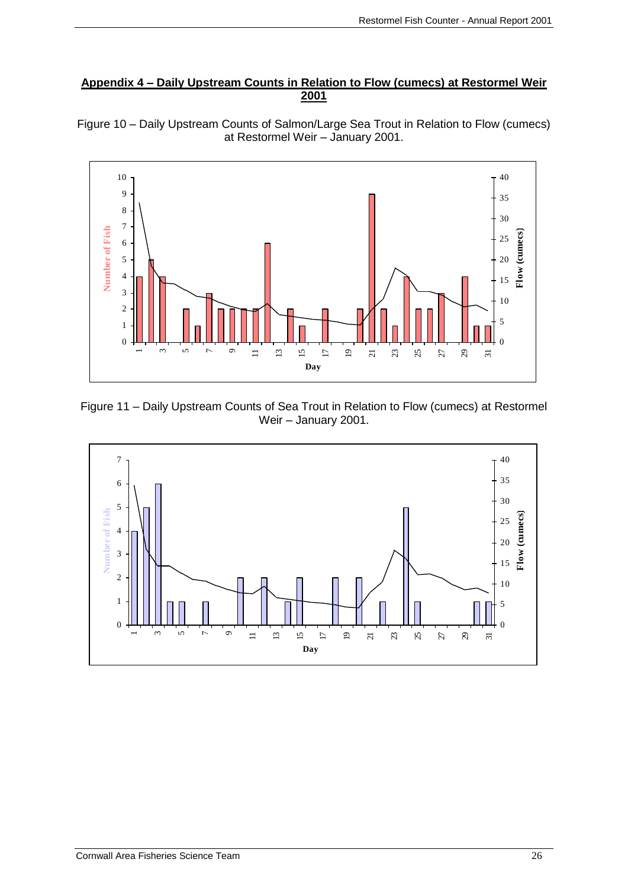## Appendix 4 – Daily Upstream Counts in Relation to Flow (cumecs) at Restormel Weir 2001

Figure 10 – Daily Upstream Counts of Salmon/Large Sea Trout in Relation to Flow (cumecs) at Restormel Weir – January 2001.

Figure 11 – Daily Upstream Counts of Sea Trout in Relation to Flow (cumecs) at Restormel Weir – January 2001.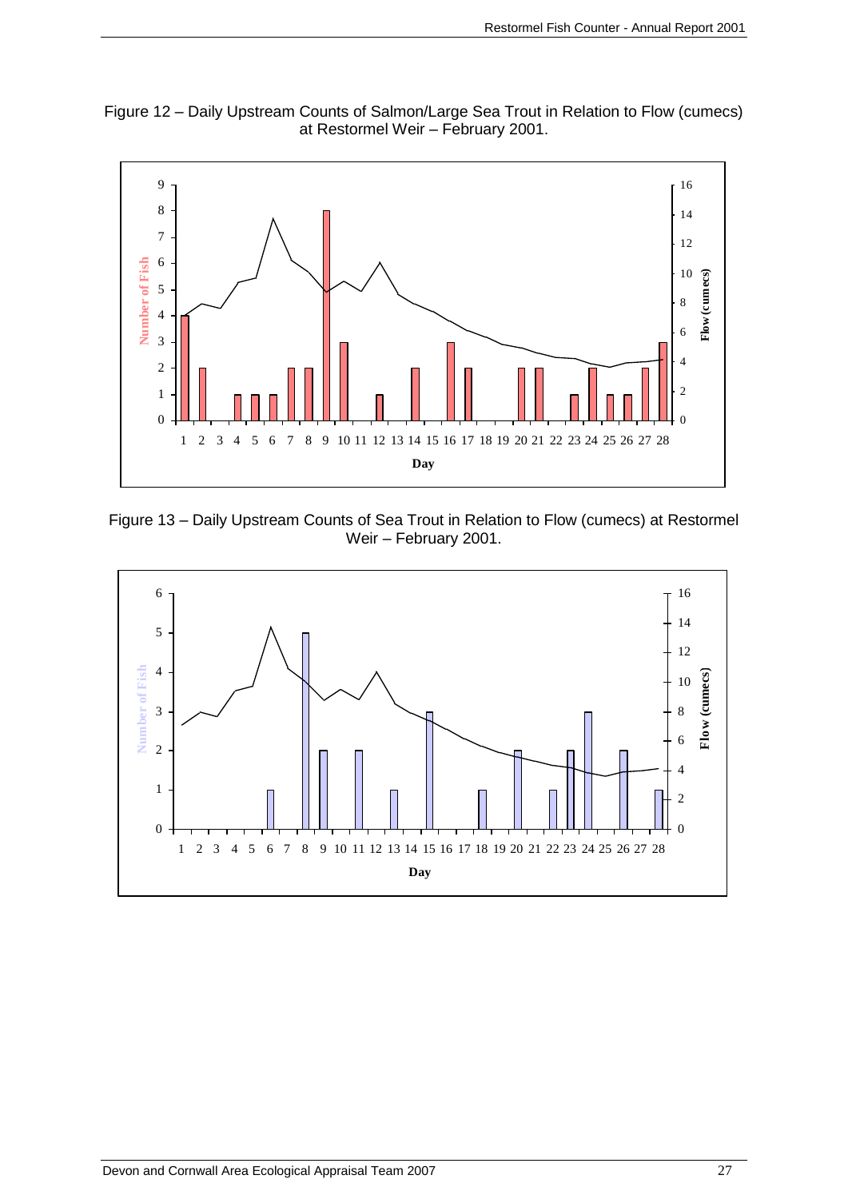Figure 12 – Daily Upstream Counts of Salmon/Large Sea Trout in Relation to Flow (cumecs) at Restormel Weir – February 2001.

Figure 13 – Daily Upstream Counts of Sea Trout in Relation to Flow (cumecs) at Restormel Weir – February 2001.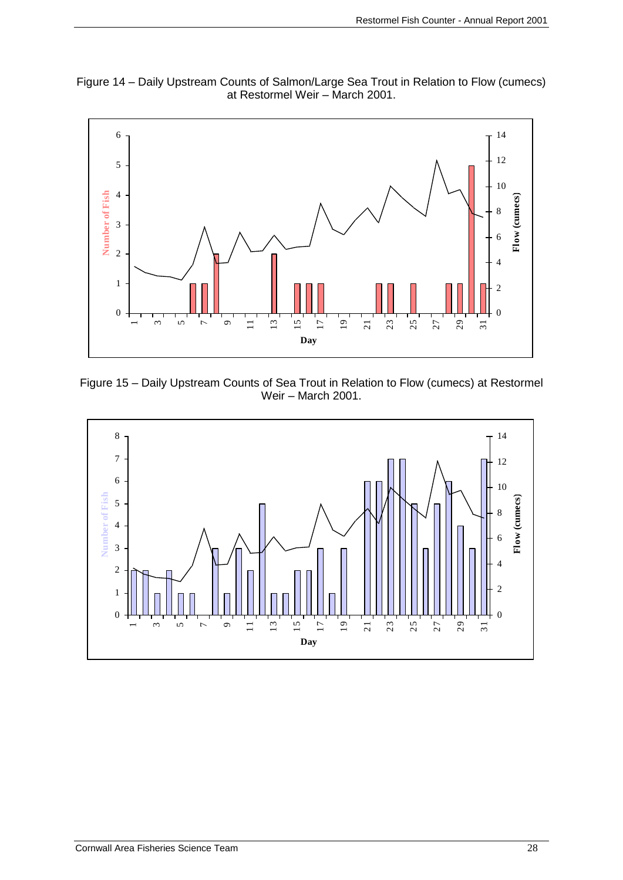Figure 14 – Daily Upstream Counts of Salmon/Large Sea Trout in Relation to Flow (cumecs) at Restormel Weir – March 2001.

Figure 15 – Daily Upstream Counts of Sea Trout in Relation to Flow (cumecs) at Restormel Weir – March 2001.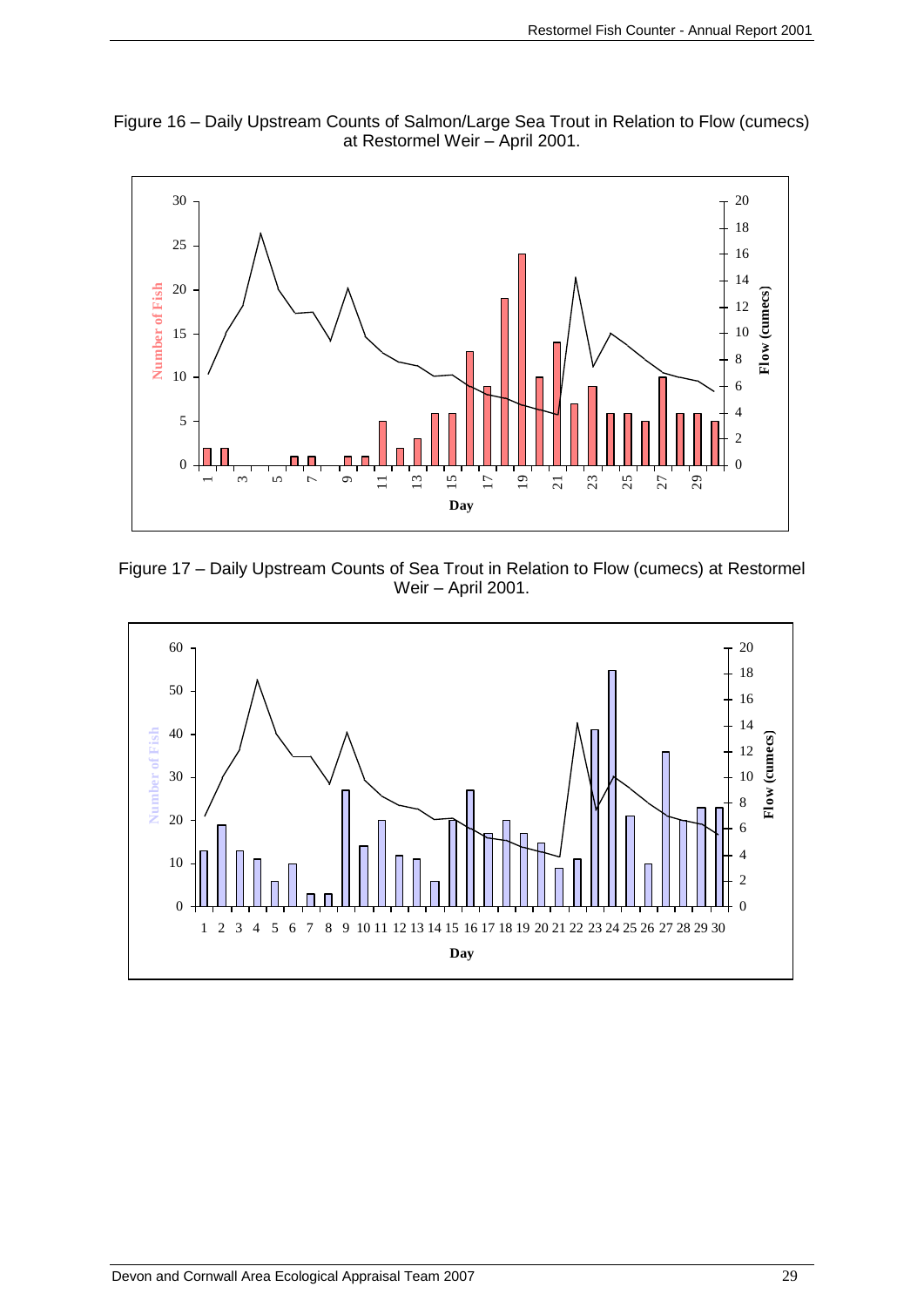Figure 16 – Daily Upstream Counts of Salmon/Large Sea Trout in Relation to Flow (cumecs) at Restormel Weir – April 2001.

Figure 17 – Daily Upstream Counts of Sea Trout in Relation to Flow (cumecs) at Restormel Weir – April 2001.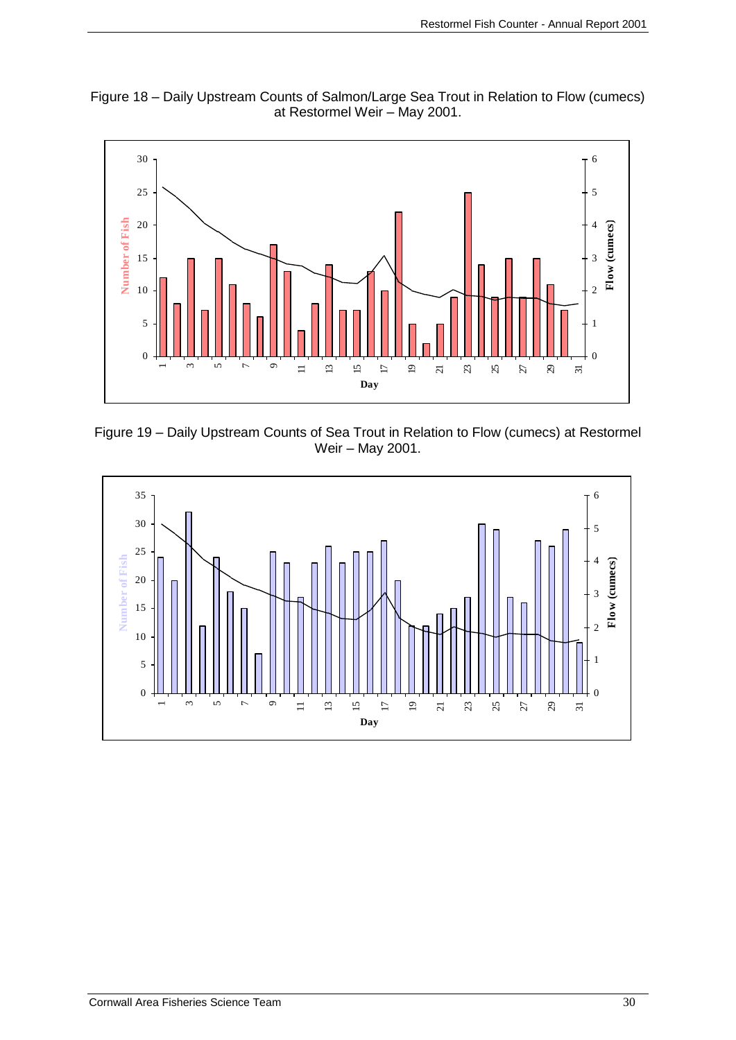Figure 18 – Daily Upstream Counts of Salmon/Large Sea Trout in Relation to Flow (cumecs) at Restormel Weir – May 2001.

Figure 19 – Daily Upstream Counts of Sea Trout in Relation to Flow (cumecs) at Restormel Weir – May 2001.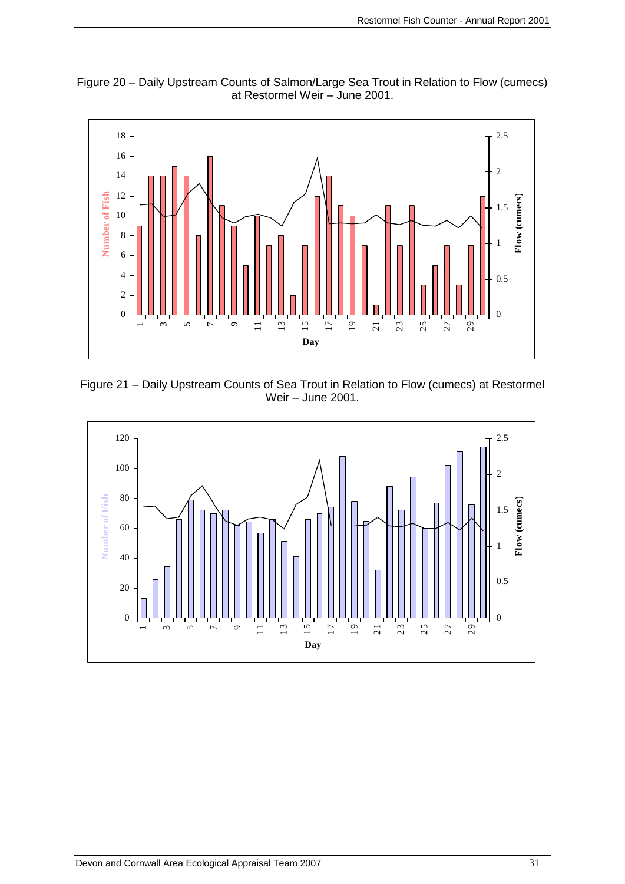Figure 20 – Daily Upstream Counts of Salmon/Large Sea Trout in Relation to Flow (cumecs) at Restormel Weir – June 2001.

Figure 21 – Daily Upstream Counts of Sea Trout in Relation to Flow (cumecs) at Restormel Weir – June 2001.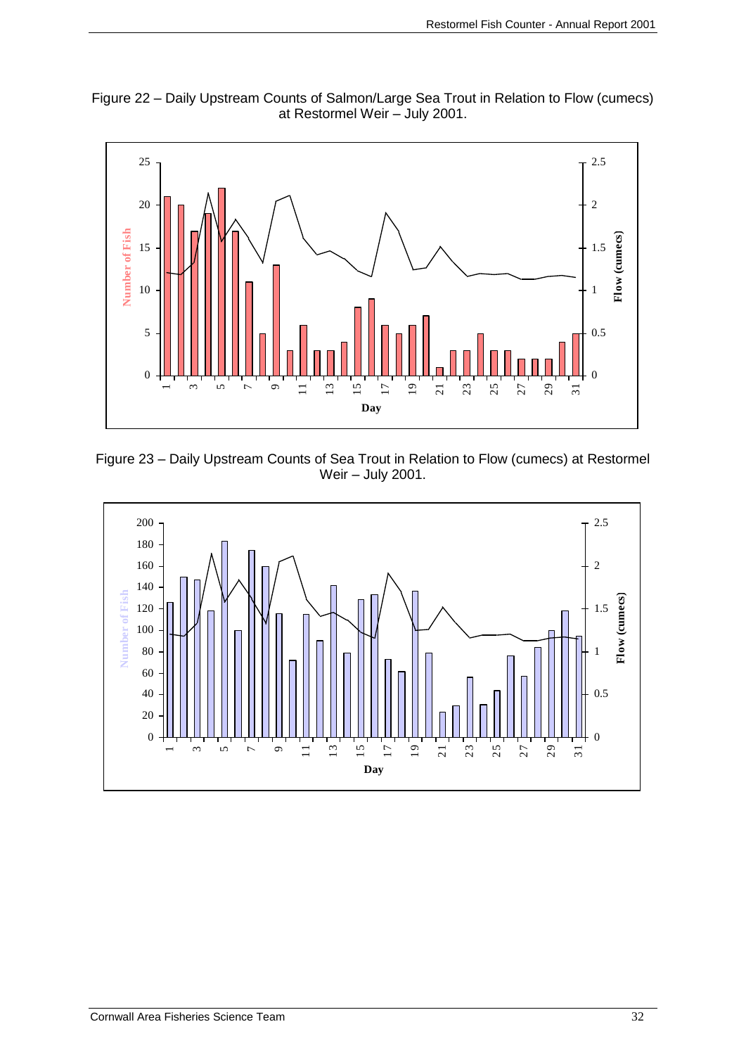Figure 22 – Daily Upstream Counts of Salmon/Large Sea Trout in Relation to Flow (cumecs) at Restormel Weir – July 2001.

Figure 23 – Daily Upstream Counts of Sea Trout in Relation to Flow (cumecs) at Restormel Weir – July 2001.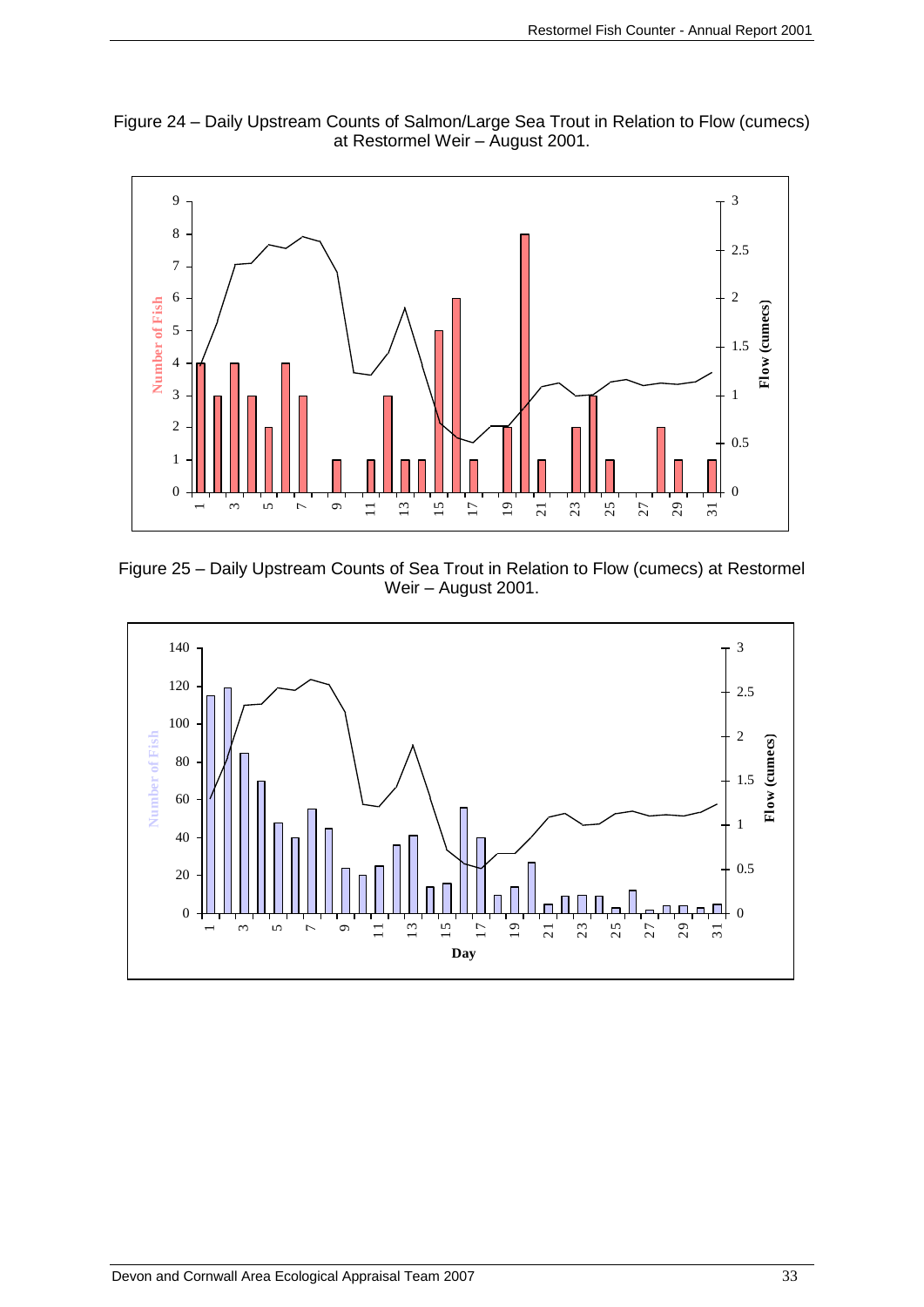Figure 24 – Daily Upstream Counts of Salmon/Large Sea Trout in Relation to Flow (cumecs) at Restormel Weir – August 2001.

Figure 25 – Daily Upstream Counts of Sea Trout in Relation to Flow (cumecs) at Restormel Weir – August 2001.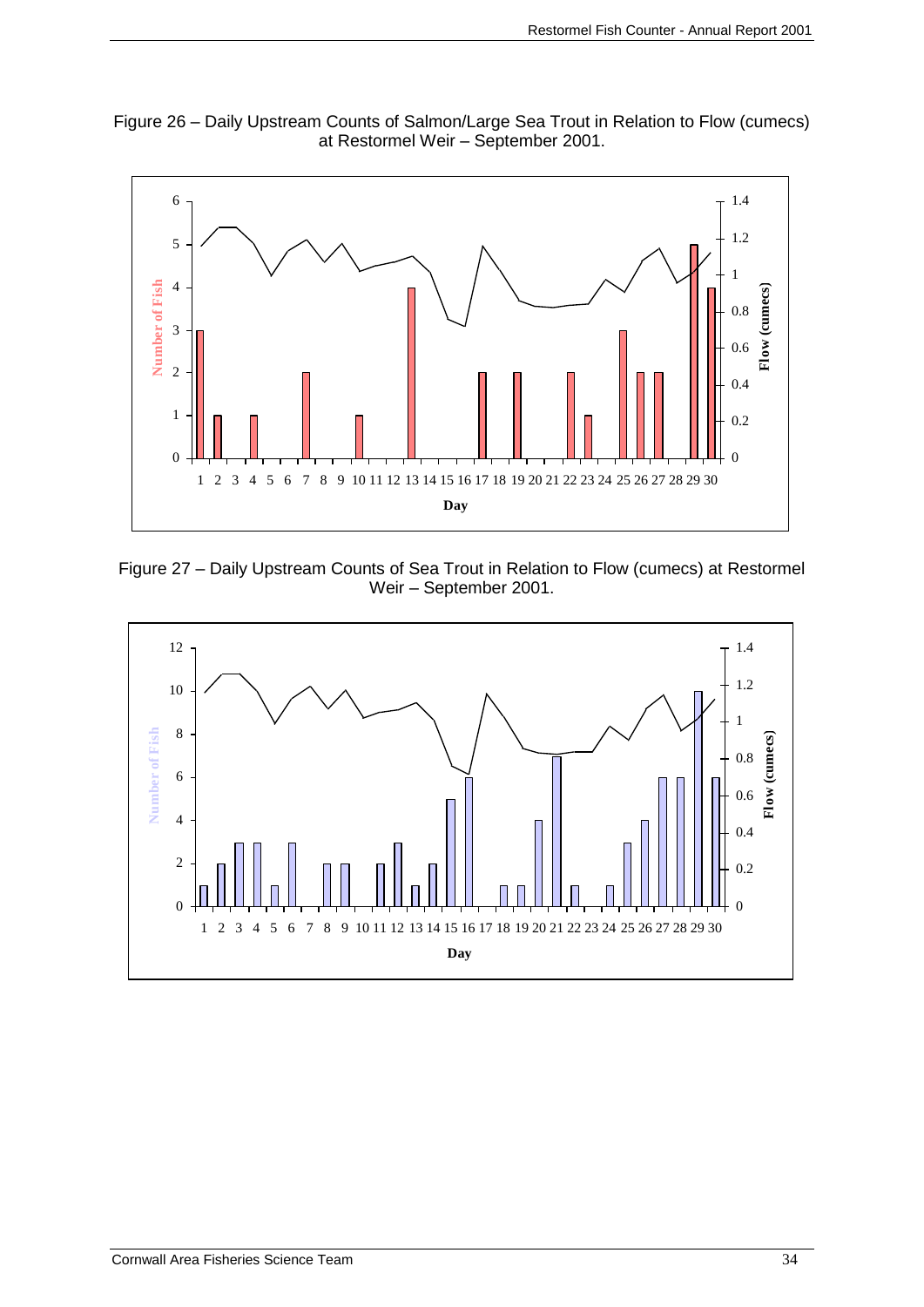Figure 26 – Daily Upstream Counts of Salmon/Large Sea Trout in Relation to Flow (cumecs) at Restormel Weir – September 2001.

Figure 27 – Daily Upstream Counts of Sea Trout in Relation to Flow (cumecs) at Restormel Weir – September 2001.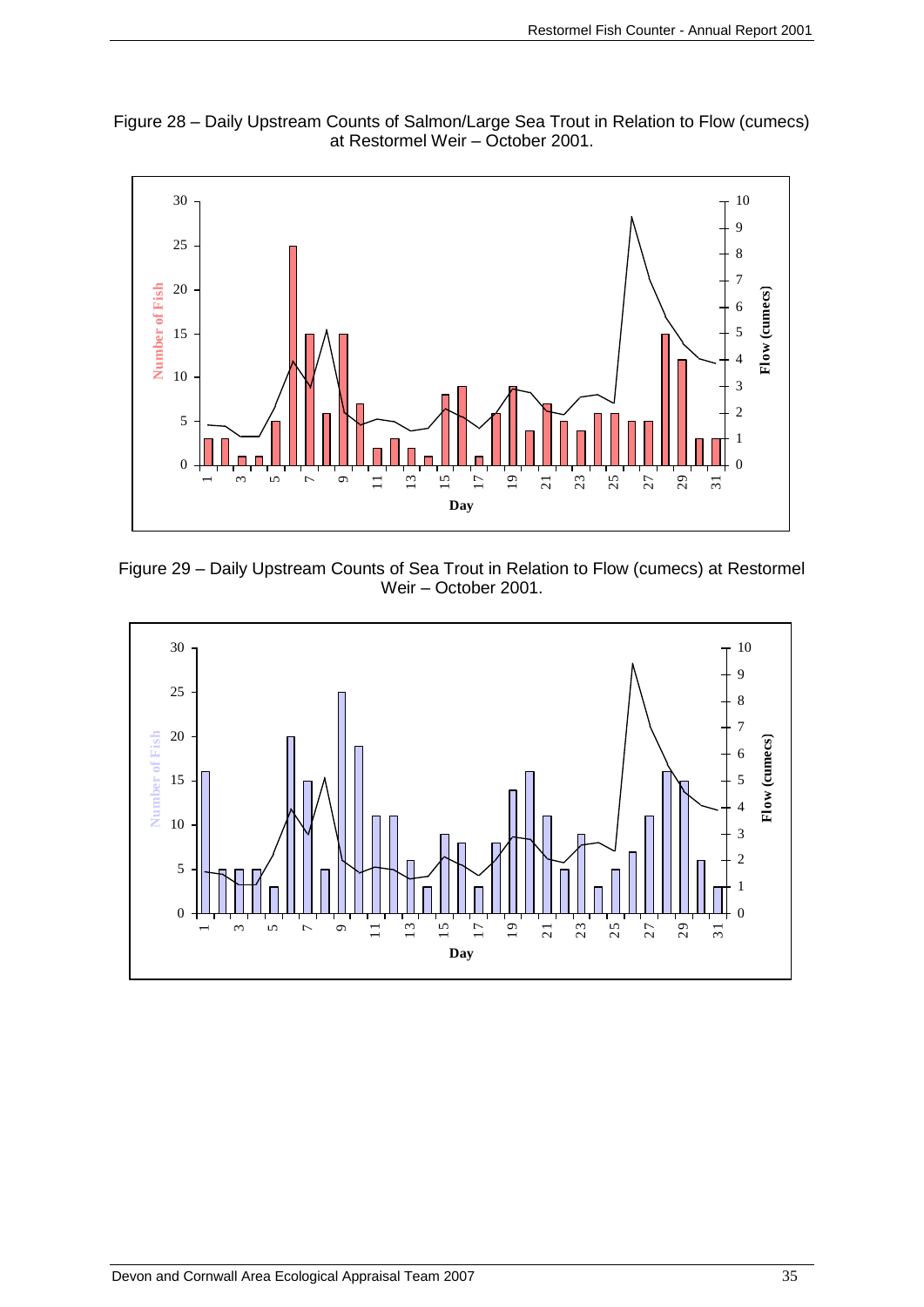Figure 28 – Daily Upstream Counts of Salmon/Large Sea Trout in Relation to Flow (cumecs) at Restormel Weir – October 2001.

Figure 29 – Daily Upstream Counts of Sea Trout in Relation to Flow (cumecs) at Restormel Weir – October 2001.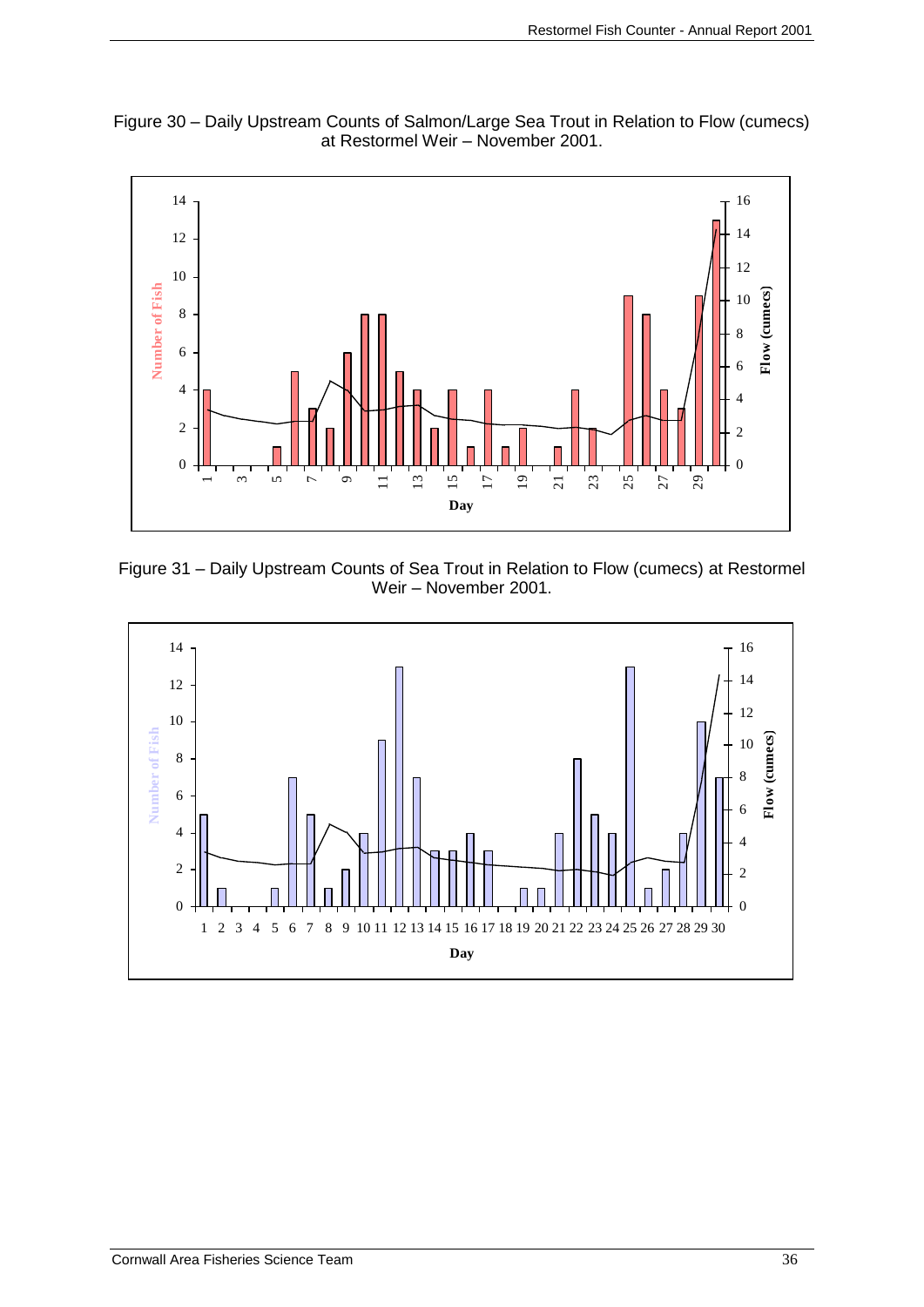Figure 30 – Daily Upstream Counts of Salmon/Large Sea Trout in Relation to Flow (cumecs) at Restormel Weir – November 2001.

Figure 31 – Daily Upstream Counts of Sea Trout in Relation to Flow (cumecs) at Restormel Weir – November 2001.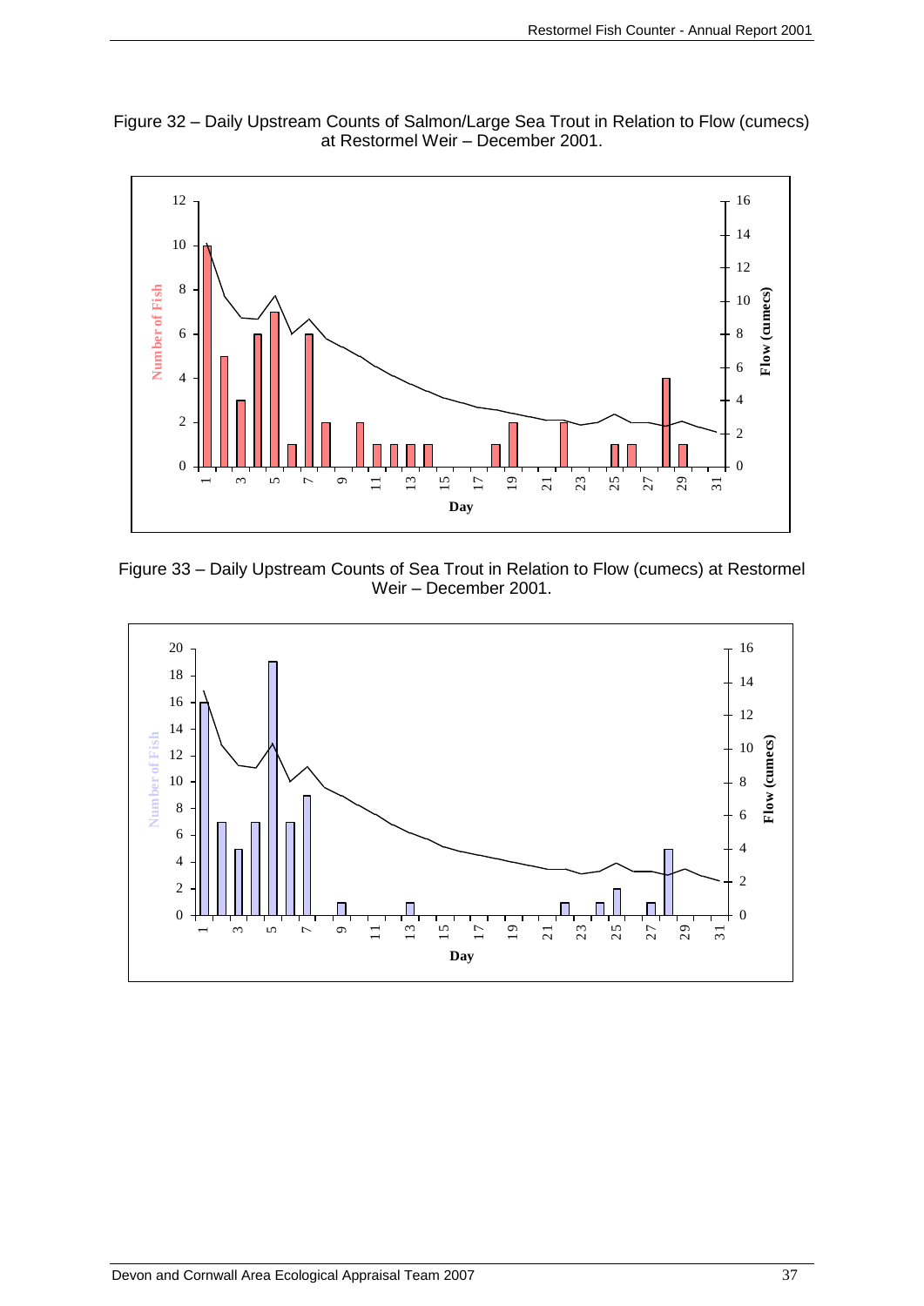Figure 32 – Daily Upstream Counts of Salmon/Large Sea Trout in Relation to Flow (cumecs) at Restormel Weir – December 2001.

Figure 33 – Daily Upstream Counts of Sea Trout in Relation to Flow (cumecs) at Restormel Weir – December 2001.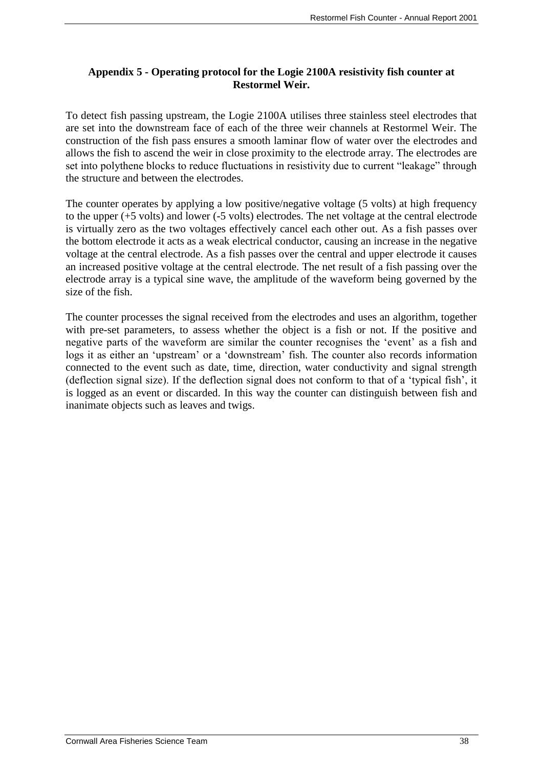## Appendix 5 - Operating protocol for the Logie 2100A resistivity fish counter at Restormel Weir.

To detect fish passing upstream, the Logie 2100A utilises three stainless steel electrodes that are set into the downstream face of each of the three weir channels at Restormel Weir. The construction of the fish pass ensures a smooth laminar flow of water over the electrodes and allows the fish to ascend the weir in close proximity to the electrode array. The electrodes are set into polythene blocks to reduce fluctuations in resistivity due to current "leakage" through the structure and between the electrodes.

The counter operates by applying a low positive/negative voltage (5 volts) at high frequency to the upper (+5 volts) and lower (-5 volts) electrodes. The net voltage at the central electrode is virtually zero as the two voltages effectively cancel each other out. As a fish passes over the bottom electrode it acts as a weak electrical conductor, causing an increase in the negative voltage at the central electrode. As a fish passes over the central and upper electrode it causes an increased positive voltage at the central electrode. The net result of a fish passing over the electrode array is a typical sine wave, the amplitude of the waveform being governed by the size of the fish.

The counter processes the signal received from the electrodes and uses an algorithm, together with pre-set parameters, to assess whether the object is a fish or not. If the positive and negative parts of the waveform are similar the counter recognises the 'event' as a fish and logs it as either an 'upstream' or a 'downstream' fish. The counter also records information connected to the event such as date, time, direction, water conductivity and signal strength (deflection signal size). If the deflection signal does not conform to that of a 'typical fish', it is logged as an event or discarded. In this way the counter can distinguish between fish and inanimate objects such as leaves and twigs.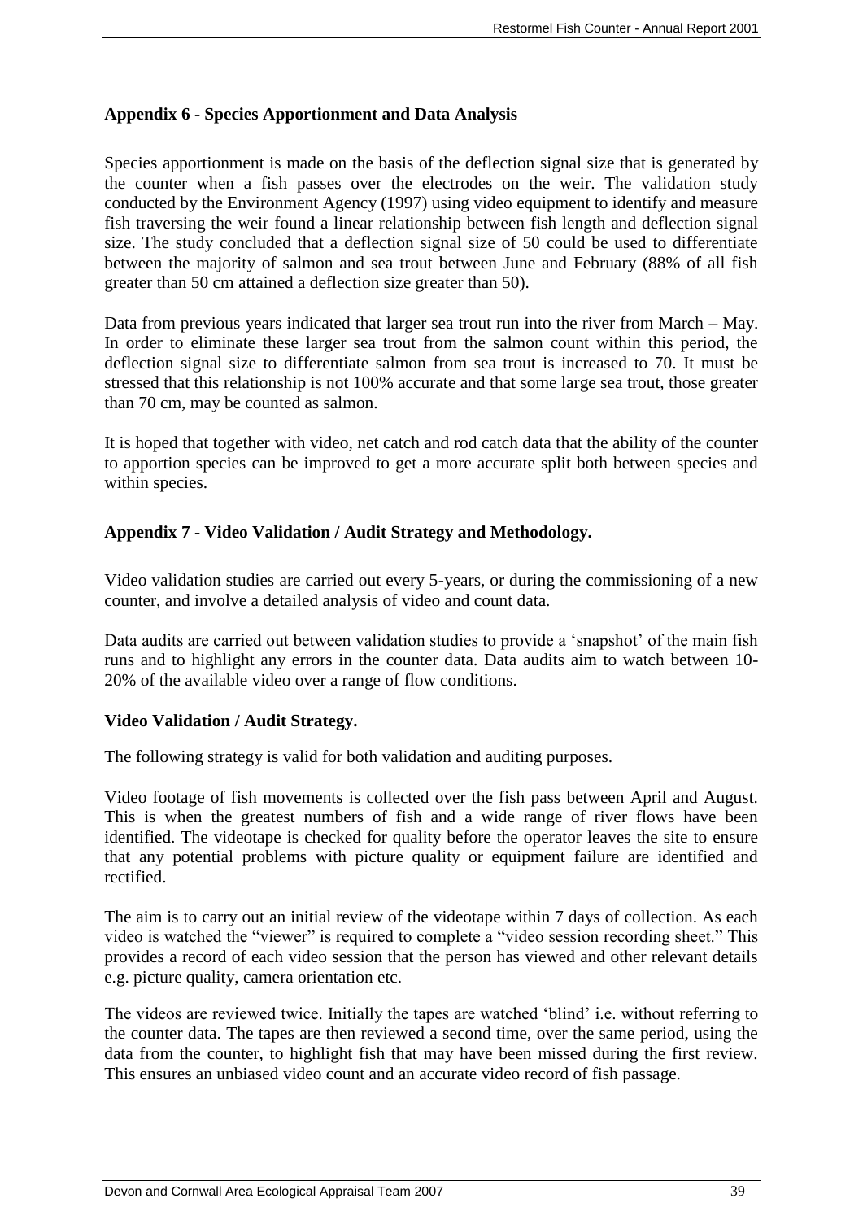## Appendix 6 - Species Apportionment and Data Analysis

Species apportionment is made on the basis of the deflection signal size that is generated by the counter when a fish passes over the electrodes on the weir. The validation study conducted by the Environment Agency (1997) using video equipment to identify and measure fish traversing the weir found a linear relationship between fish length and deflection signal size. The study concluded that a deflection signal size of 50 could be used to differentiate between the majority of salmon and sea trout between June and February (88% of all fish greater than 50 cm attained a deflection size greater than 50).

Data from previous years indicated that larger sea trout run into the river from March – May. In order to eliminate these larger sea trout from the salmon count within this period, the deflection signal size to differentiate salmon from sea trout is increased to 70. It must be stressed that this relationship is not 100% accurate and that some large sea trout, those greater than 70 cm, may be counted as salmon.

It is hoped that together with video, net catch and rod catch data that the ability of the counter to apportion species can be improved to get a more accurate split both between species and within species.

## Appendix 7 - Video Validation / Audit Strategy and Methodology.

Video validation studies are carried out every 5-years, or during the commissioning of a new counter, and involve a detailed analysis of video and count data.

Data audits are carried out between validation studies to provide a 'snapshot' of the main fish runs and to highlight any errors in the counter data. Data audits aim to watch between 10-20% of the available video over a range of flow conditions.

### Video Validation / Audit Strategy.

The following strategy is valid for both validation and auditing purposes.

Video footage of fish movements is collected over the fish pass between April and August. This is when the greatest numbers of fish and a wide range of river flows have been identified. The videotape is checked for quality before the operator leaves the site to ensure that any potential problems with picture quality or equipment failure are identified and rectified.

The aim is to carry out an initial review of the videotape within 7 days of collection. As each video is watched the "viewer" is required to complete a "video session recording sheet." This provides a record of each video session that the person has viewed and other relevant details e.g. picture quality, camera orientation etc.

The videos are reviewed twice. Initially the tapes are watched 'blind' i.e. without referring to the counter data. The tapes are then reviewed a second time, over the same period, using the data from the counter, to highlight fish that may have been missed during the first review. This ensures an unbiased video count and an accurate video record of fish passage.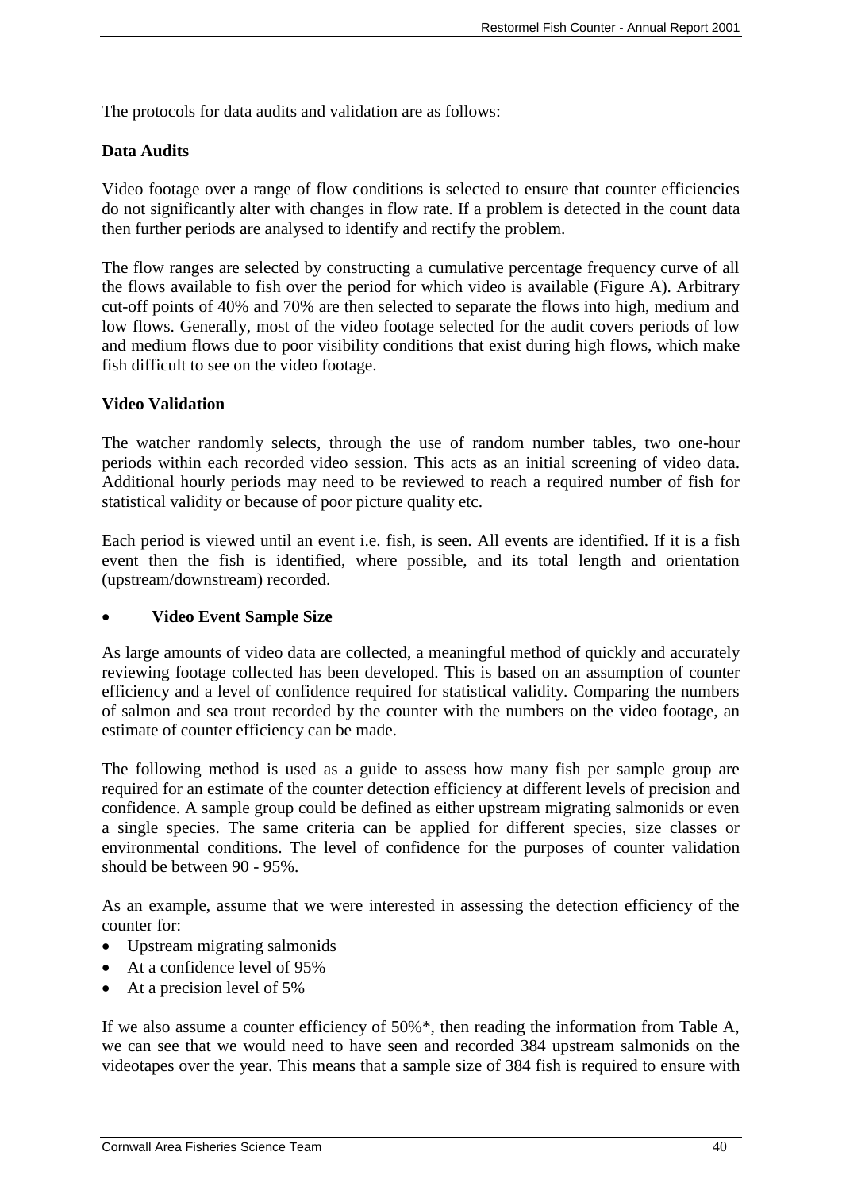The protocols for data audits and validation are as follows:

**Data Audits**

Video footage over a range of flow conditions is selected to ensure that counter efficiencies do not significantly alter with changes in flow rate. If a problem is detected in the count data then further periods are analysed to identify and rectify the problem.

The flow ranges are selected by constructing a cumulative percentage frequency curve of all the flows available to fish over the period for which video is available (Figure A). Arbitrary cut-off points of 40% and 70% are then selected to separate the flows into high, medium and low flows. Generally, most of the video footage selected for the audit covers periods of low and medium flows due to poor visibility conditions that exist during high flows, which make fish difficult to see on the video footage.

**Video Validation**

The watcher randomly selects, through the use of random number tables, two one-hour periods within each recorded video session. This acts as an initial screening of video data. Additional hourly periods may need to be reviewed to reach a required number of fish for statistical validity or because of poor picture quality etc.

Each period is viewed until an event i.e. fish, is seen. All events are identified. If it is a fish event then the fish is identified, where possible, and its total length and orientation (upstream/downstream) recorded.

- **Video Event Sample Size**

As large amounts of video data are collected, a meaningful method of quickly and accurately reviewing footage collected has been developed. This is based on an assumption of counter efficiency and a level of confidence required for statistical validity. Comparing the numbers of salmon and sea trout recorded by the counter with the numbers on the video footage, an estimate of counter efficiency can be made.

The following method is used as a guide to assess how many fish per sample group are required for an estimate of the counter detection efficiency at different levels of precision and confidence. A sample group could be defined as either upstream migrating salmonids or even a single species. The same criteria can be applied for different species, size classes or environmental conditions. The level of confidence for the purposes of counter validation should be between 90 - 95%.

As an example, assume that we were interested in assessing the detection efficiency of the counter for:

- Upstream migrating salmonids
- At a confidence level of 95%
- At a precision level of 5%

If we also assume a counter efficiency of 50%*, then reading the information from Table A, we can see that we would need to have seen and recorded 384 upstream salmonids on the videotapes over the year. This means that a sample size of 384 fish is required to ensure with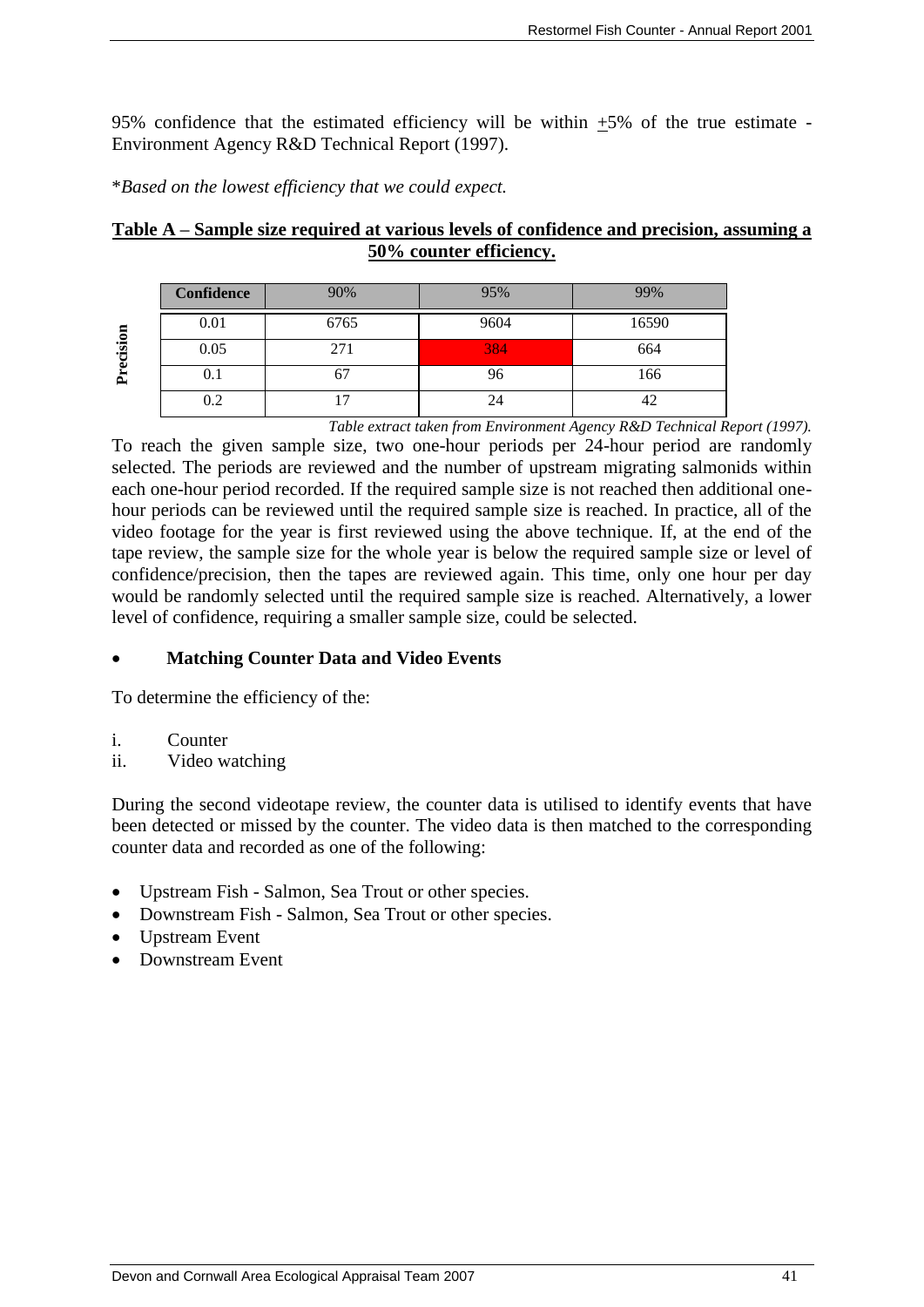95% confidence that the estimated efficiency will be within ±5% of the true estimate - Environment Agency R&D Technical Report (1997).

*\*Based on the lowest efficiency that we could expect.*

**Table A – Sample size required at various levels of confidence and precision, assuming a 50% counter efficiency.**

| | Confidence | 90% | 95% | 99% |
|---|---|---|---|---|
| Precision | 0.01 | 6765 | 9604 | 16590 |
| | 0.05 | 271 | 384 | 664 |
| | 0.1 | 67 | 96 | 166 |
| | 0.2 | 17 | 24 | 42 |

*Table extract taken from Environment Agency R&D Technical Report (1997).*

To reach the given sample size, two one-hour periods per 24-hour period are randomly selected. The periods are reviewed and the number of upstream migrating salmonids within each one-hour period recorded. If the required sample size is not reached then additional one-hour periods can be reviewed until the required sample size is reached. In practice, all of the video footage for the year is first reviewed using the above technique. If, at the end of the tape review, the sample size for the whole year is below the required sample size or level of confidence/precision, then the tapes are reviewed again. This time, only one hour per day would be randomly selected until the required sample size is reached. Alternatively, a lower level of confidence, requiring a smaller sample size, could be selected.

- **Matching Counter Data and Video Events**

To determine the efficiency of the:

i. Counter
ii. Video watching

During the second videotape review, the counter data is utilised to identify events that have been detected or missed by the counter. The video data is then matched to the corresponding counter data and recorded as one of the following:

- Upstream Fish - Salmon, Sea Trout or other species.
- Downstream Fish - Salmon, Sea Trout or other species.
- Upstream Event
- Downstream Event